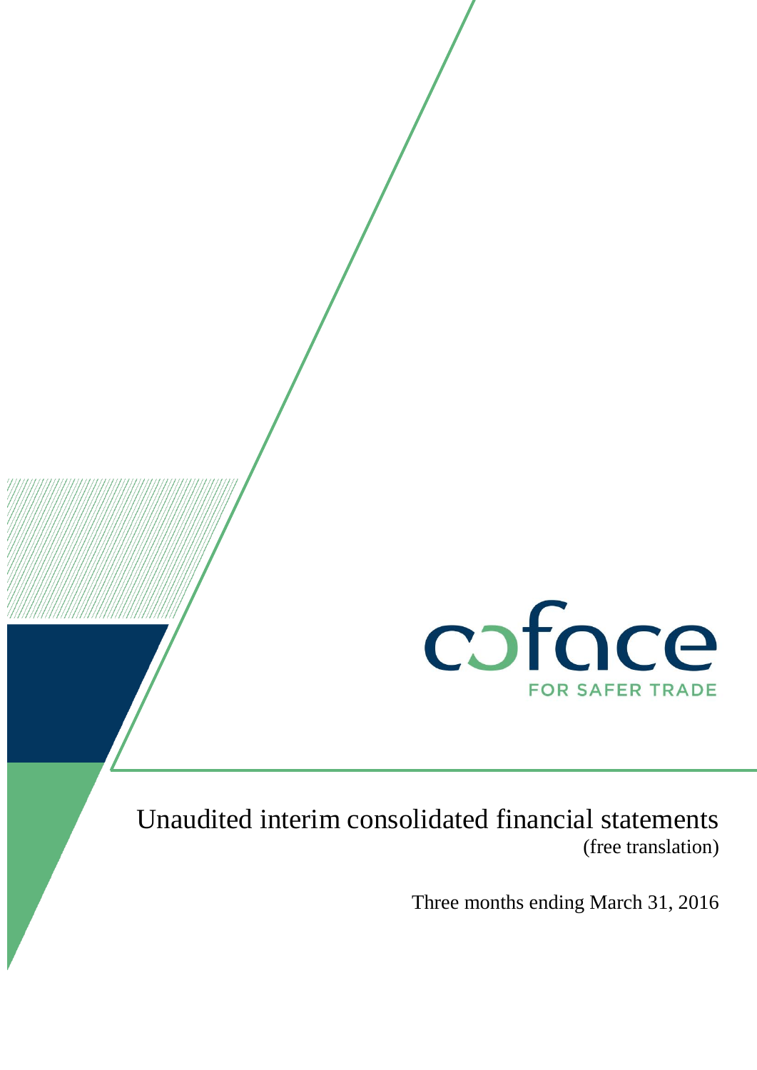coface

FOR SAFER TRADE

# Unaudited interim consolidated financial statements

(free translation)

Three months ending March 31, 2016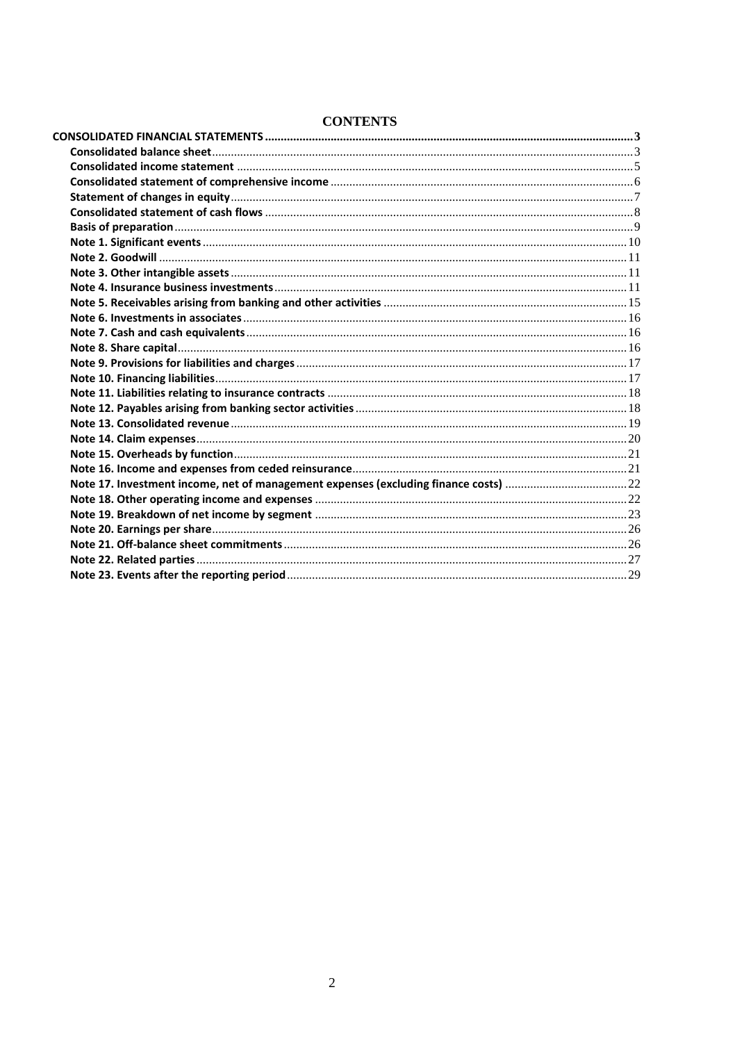# CONTENTS

| | |
|---|---|
| **CONSOLIDATED FINANCIAL STATEMENTS** | **3** |
| **Consolidated balance sheet** | 3 |
| **Consolidated income statement** | 5 |
| **Consolidated statement of comprehensive income** | 6 |
| **Statement of changes in equity** | 7 |
| **Consolidated statement of cash flows** | 8 |
| **Basis of preparation** | 9 |
| **Note 1. Significant events** | 10 |
| **Note 2. Goodwill** | 11 |
| **Note 3. Other intangible assets** | 11 |
| **Note 4. Insurance business investments** | 11 |
| **Note 5. Receivables arising from banking and other activities** | 15 |
| **Note 6. Investments in associates** | 16 |
| **Note 7. Cash and cash equivalents** | 16 |
| **Note 8. Share capital** | 16 |
| **Note 9. Provisions for liabilities and charges** | 17 |
| **Note 10. Financing liabilities** | 17 |
| **Note 11. Liabilities relating to insurance contracts** | 18 |
| **Note 12. Payables arising from banking sector activities** | 18 |
| **Note 13. Consolidated revenue** | 19 |
| **Note 14. Claim expenses** | 20 |
| **Note 15. Overheads by function** | 21 |
| **Note 16. Income and expenses from ceded reinsurance** | 21 |
| **Note 17. Investment income, net of management expenses (excluding finance costs)** | 22 |
| **Note 18. Other operating income and expenses** | 22 |
| **Note 19. Breakdown of net income by segment** | 23 |
| **Note 20. Earnings per share** | 26 |
| **Note 21. Off-balance sheet commitments** | 26 |
| **Note 22. Related parties** | 27 |
| **Note 23. Events after the reporting period** | 29 |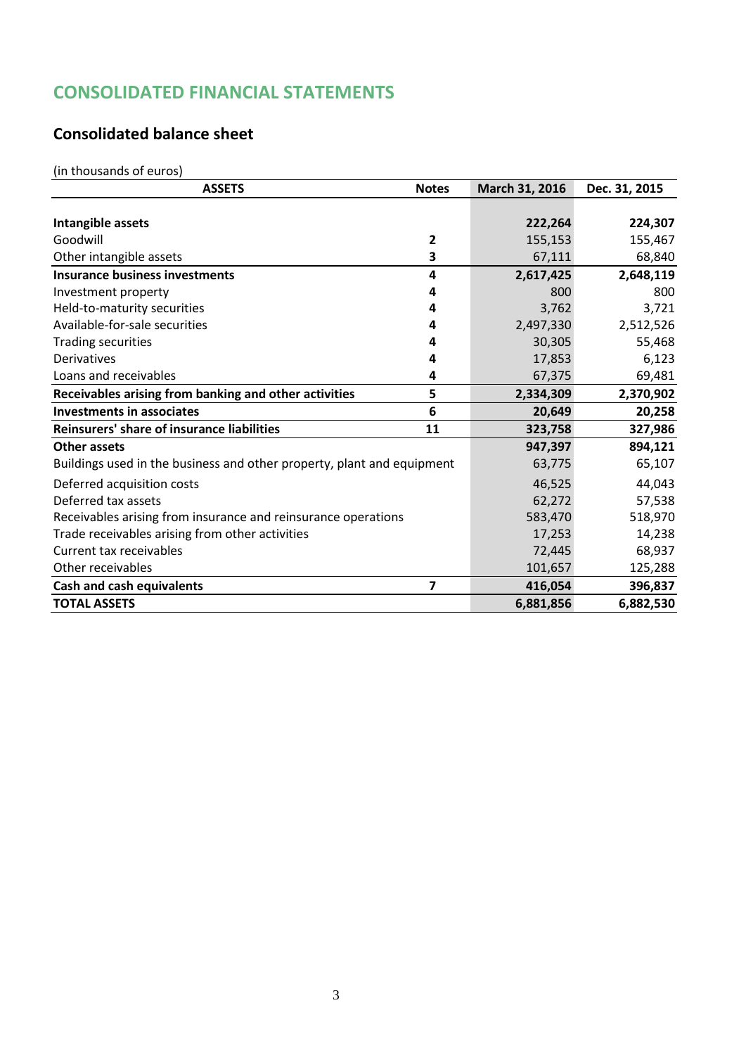# CONSOLIDATED FINANCIAL STATEMENTS

## Consolidated balance sheet

(in thousands of euros)

| ASSETS | Notes | March 31, 2016 | Dec. 31, 2015 |
|---|---|---|---|
| **Intangible assets** | | **222,264** | **224,307** |
| Goodwill | 2 | 155,153 | 155,467 |
| Other intangible assets | 3 | 67,111 | 68,840 |
| **Insurance business investments** | 4 | **2,617,425** | **2,648,119** |
| Investment property | 4 | 800 | 800 |
| Held-to-maturity securities | 4 | 3,762 | 3,721 |
| Available-for-sale securities | 4 | 2,497,330 | 2,512,526 |
| Trading securities | 4 | 30,305 | 55,468 |
| Derivatives | 4 | 17,853 | 6,123 |
| Loans and receivables | 4 | 67,375 | 69,481 |
| **Receivables arising from banking and other activities** | 5 | **2,334,309** | **2,370,902** |
| **Investments in associates** | 6 | **20,649** | **20,258** |
| **Reinsurers' share of insurance liabilities** | 11 | **323,758** | **327,986** |
| **Other assets** | | **947,397** | **894,121** |
| Buildings used in the business and other property, plant and equipment | | 63,775 | 65,107 |
| Deferred acquisition costs | | 46,525 | 44,043 |
| Deferred tax assets | | 62,272 | 57,538 |
| Receivables arising from insurance and reinsurance operations | | 583,470 | 518,970 |
| Trade receivables arising from other activities | | 17,253 | 14,238 |
| Current tax receivables | | 72,445 | 68,937 |
| Other receivables | | 101,657 | 125,288 |
| **Cash and cash equivalents** | 7 | **416,054** | **396,837** |
| **TOTAL ASSETS** | | **6,881,856** | **6,882,530** |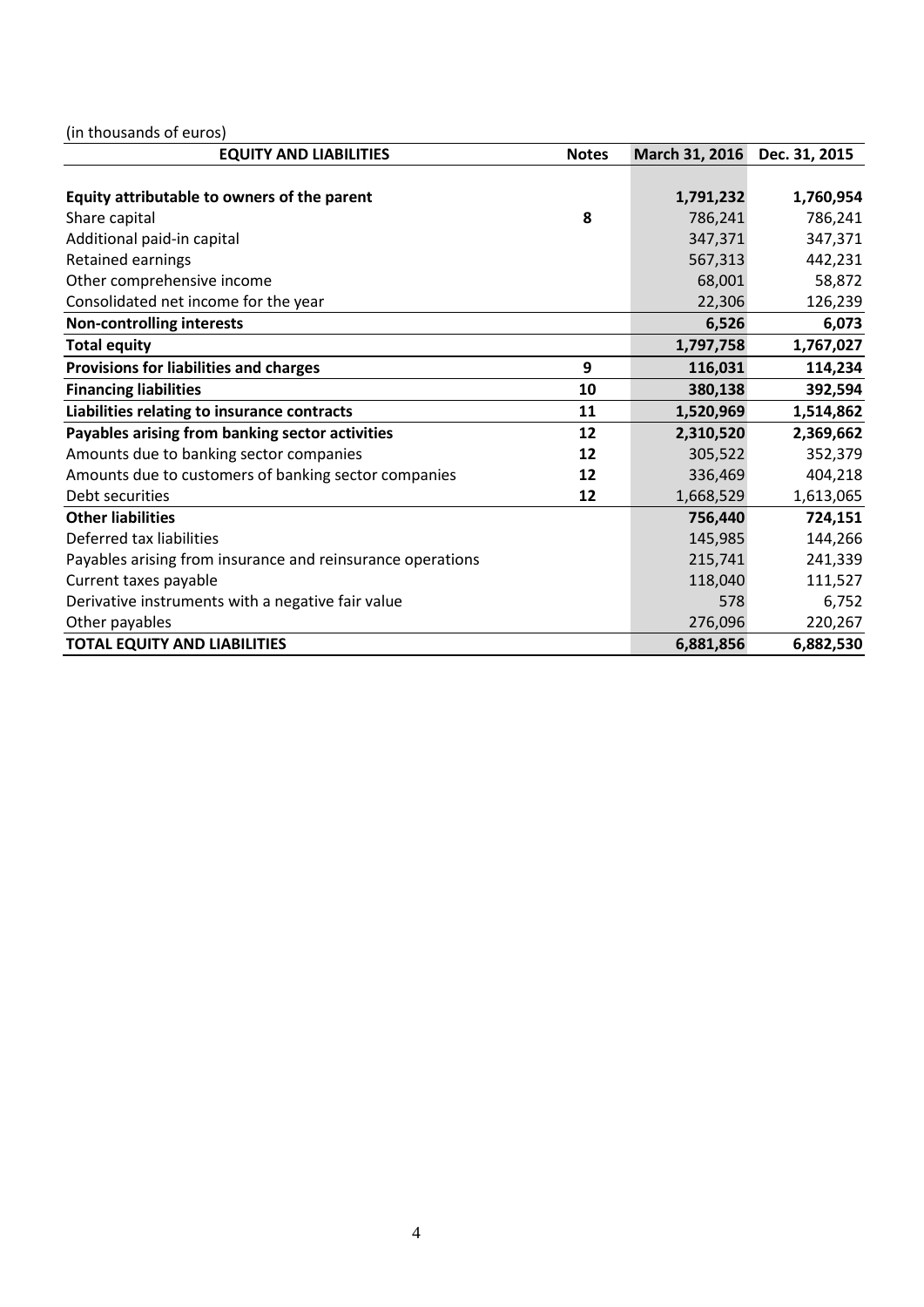(in thousands of euros)

| EQUITY AND LIABILITIES | Notes | March 31, 2016 | Dec. 31, 2015 |
|---|---|---|---|
| **Equity attributable to owners of the parent** | | **1,791,232** | **1,760,954** |
| Share capital | **8** | 786,241 | 786,241 |
| Additional paid-in capital | | 347,371 | 347,371 |
| Retained earnings | | 567,313 | 442,231 |
| Other comprehensive income | | 68,001 | 58,872 |
| Consolidated net income for the year | | 22,306 | 126,239 |
| **Non-controlling interests** | | **6,526** | **6,073** |
| **Total equity** | | **1,797,758** | **1,767,027** |
| **Provisions for liabilities and charges** | **9** | **116,031** | **114,234** |
| **Financing liabilities** | **10** | **380,138** | **392,594** |
| **Liabilities relating to insurance contracts** | **11** | **1,520,969** | **1,514,862** |
| **Payables arising from banking sector activities** | **12** | **2,310,520** | **2,369,662** |
| Amounts due to banking sector companies | **12** | 305,522 | 352,379 |
| Amounts due to customers of banking sector companies | **12** | 336,469 | 404,218 |
| Debt securities | **12** | 1,668,529 | 1,613,065 |
| **Other liabilities** | | **756,440** | **724,151** |
| Deferred tax liabilities | | 145,985 | 144,266 |
| Payables arising from insurance and reinsurance operations | | 215,741 | 241,339 |
| Current taxes payable | | 118,040 | 111,527 |
| Derivative instruments with a negative fair value | | 578 | 6,752 |
| Other payables | | 276,096 | 220,267 |
| **TOTAL EQUITY AND LIABILITIES** | | **6,881,856** | **6,882,530** |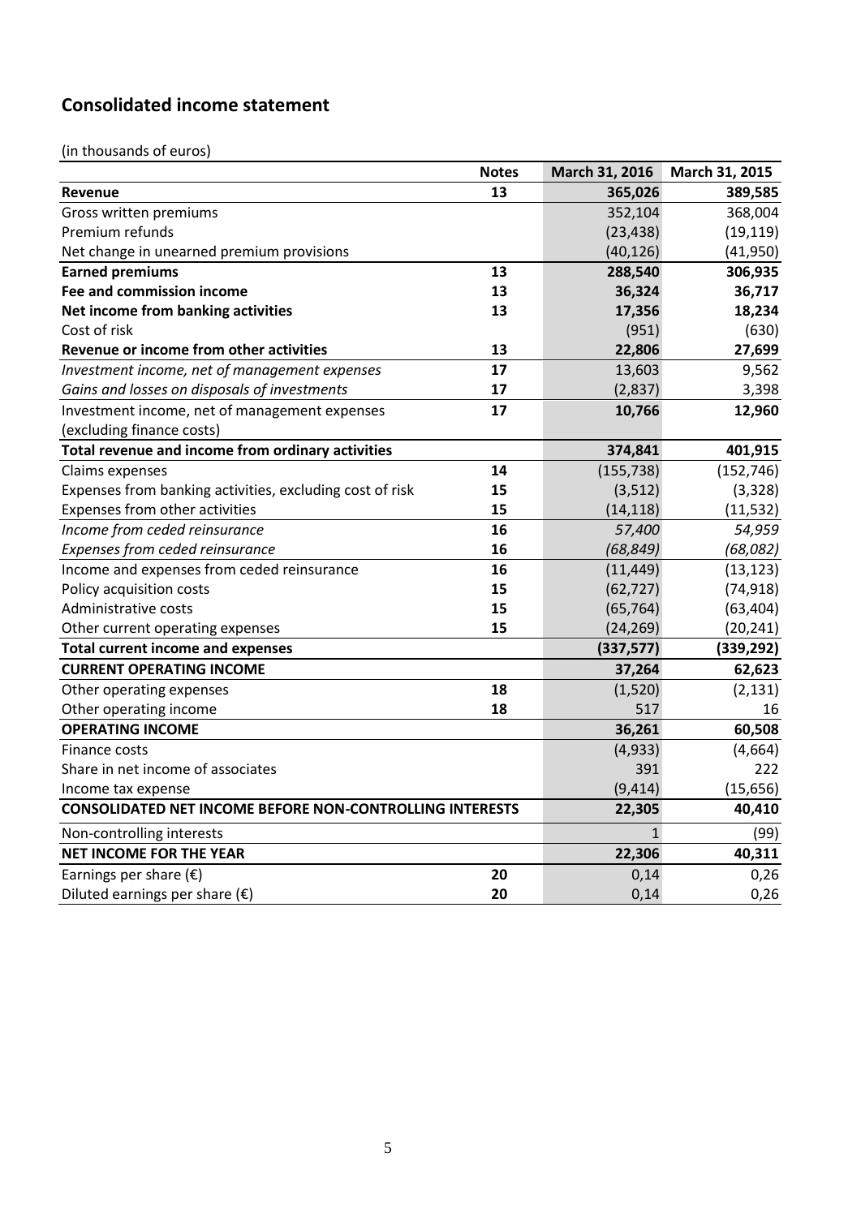## Consolidated income statement

(in thousands of euros)

| | Notes | March 31, 2016 | March 31, 2015 |
|---|---|---|---|
| **Revenue** | **13** | **365,026** | **389,585** |
| Gross written premiums | | 352,104 | 368,004 |
| Premium refunds | | (23,438) | (19,119) |
| Net change in unearned premium provisions | | (40,126) | (41,950) |
| **Earned premiums** | **13** | **288,540** | **306,935** |
| **Fee and commission income** | **13** | **36,324** | **36,717** |
| **Net income from banking activities** | **13** | **17,356** | **18,234** |
| Cost of risk | | (951) | (630) |
| **Revenue or income from other activities** | **13** | **22,806** | **27,699** |
| *Investment income, net of management expenses* | **17** | 13,603 | 9,562 |
| *Gains and losses on disposals of investments* | **17** | (2,837) | 3,398 |
| Investment income, net of management expenses (excluding finance costs) | **17** | **10,766** | **12,960** |
| **Total revenue and income from ordinary activities** | | **374,841** | **401,915** |
| Claims expenses | **14** | (155,738) | (152,746) |
| Expenses from banking activities, excluding cost of risk | **15** | (3,512) | (3,328) |
| Expenses from other activities | **15** | (14,118) | (11,532) |
| *Income from ceded reinsurance* | **16** | *57,400* | *54,959* |
| *Expenses from ceded reinsurance* | **16** | *(68,849)* | *(68,082)* |
| Income and expenses from ceded reinsurance | **16** | (11,449) | (13,123) |
| Policy acquisition costs | **15** | (62,727) | (74,918) |
| Administrative costs | **15** | (65,764) | (63,404) |
| Other current operating expenses | **15** | (24,269) | (20,241) |
| **Total current income and expenses** | | **(337,577)** | **(339,292)** |
| **CURRENT OPERATING INCOME** | | **37,264** | **62,623** |
| Other operating expenses | **18** | (1,520) | (2,131) |
| Other operating income | **18** | 517 | 16 |
| **OPERATING INCOME** | | **36,261** | **60,508** |
| Finance costs | | (4,933) | (4,664) |
| Share in net income of associates | | 391 | 222 |
| Income tax expense | | (9,414) | (15,656) |
| **CONSOLIDATED NET INCOME BEFORE NON-CONTROLLING INTERESTS** | | **22,305** | **40,410** |
| Non-controlling interests | | 1 | (99) |
| **NET INCOME FOR THE YEAR** | | **22,306** | **40,311** |
| Earnings per share (€) | **20** | 0,14 | 0,26 |
| Diluted earnings per share (€) | **20** | 0,14 | 0,26 |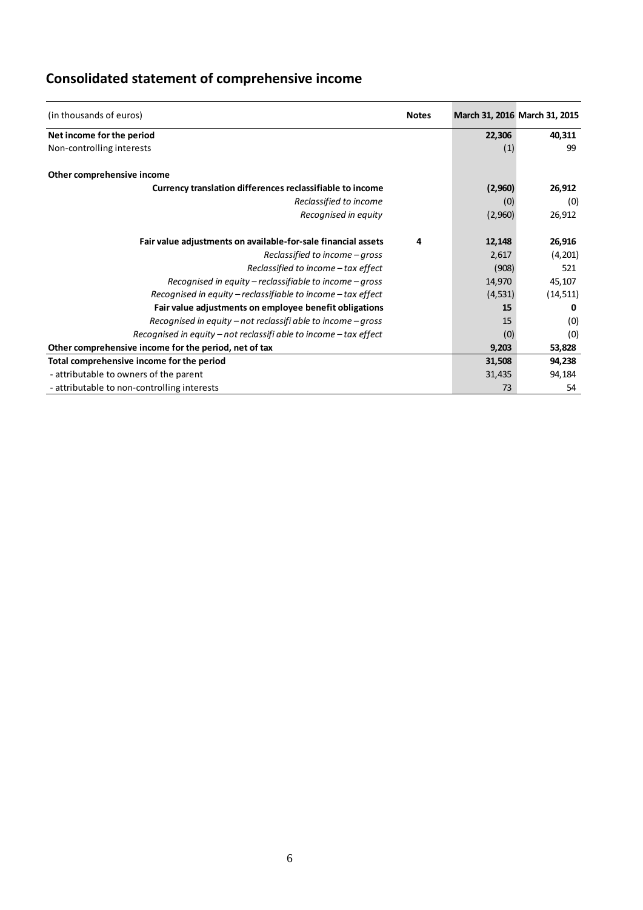## Consolidated statement of comprehensive income

| (in thousands of euros) | Notes | March 31, 2016 | March 31, 2015 |
|---|---|---|---|
| **Net income for the period** | | **22,306** | **40,311** |
| Non-controlling interests | | (1) | 99 |
| | | | |
| **Other comprehensive income** | | | |
| **Currency translation differences reclassifiable to income** | | **(2,960)** | **26,912** |
| *Reclassified to income* | | (0) | (0) |
| *Recognised in equity* | | (2,960) | 26,912 |
| | | | |
| **Fair value adjustments on available-for-sale financial assets** | **4** | **12,148** | **26,916** |
| *Reclassified to income – gross* | | 2,617 | (4,201) |
| *Reclassified to income – tax effect* | | (908) | 521 |
| *Recognised in equity – reclassifiable to income – gross* | | 14,970 | 45,107 |
| *Recognised in equity – reclassifiable to income – tax effect* | | (4,531) | (14,511) |
| **Fair value adjustments on employee benefit obligations** | | **15** | **0** |
| *Recognised in equity – not reclassifi able to income – gross* | | 15 | (0) |
| *Recognised in equity – not reclassifi able to income – tax effect* | | (0) | (0) |
| **Other comprehensive income for the period, net of tax** | | **9,203** | **53,828** |
| **Total comprehensive income for the period** | | **31,508** | **94,238** |
| - attributable to owners of the parent | | 31,435 | 94,184 |
| - attributable to non-controlling interests | | 73 | 54 |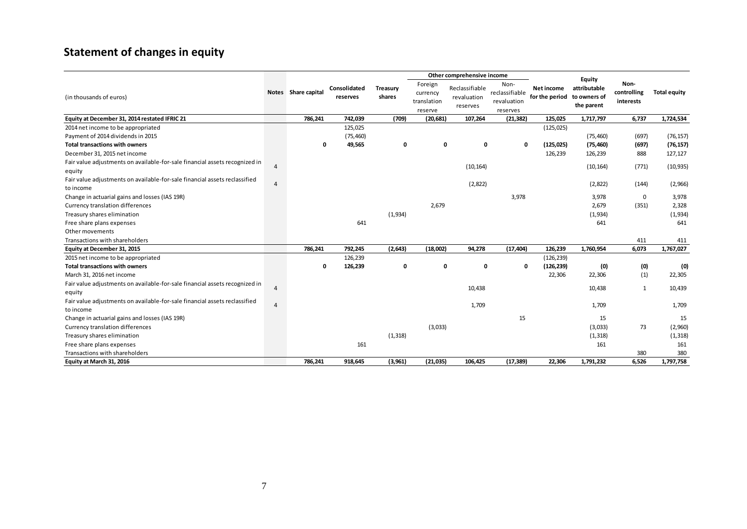# Statement of changes in equity

| (in thousands of euros) | Notes | Share capital | Consolidated reserves | Treasury shares | Other comprehensive income | | | Net income for the period | Equity attributable to owners of the parent | Non-controlling interests | Total equity |
|---|---|---|---|---|---|---|---|---|---|---|---|
| | | | | | Foreign currency translation reserve | Reclassifiable revaluation reserves | Non-reclassifiable revaluation reserves | | | | |
| **Equity at December 31, 2014 restated IFRIC 21** | | **786,241** | **742,039** | **(709)** | **(20,681)** | **107,264** | **(21,382)** | **125,025** | **1,717,797** | **6,737** | **1,724,534** |
| 2014 net income to be appropriated | | | 125,025 | | | | | (125,025) | | | |
| Payment of 2014 dividends in 2015 | | | (75,460) | | | | | | (75,460) | (697) | (76,157) |
| **Total transactions with owners** | | **0** | **49,565** | **0** | **0** | **0** | **0** | **(125,025)** | **(75,460)** | **(697)** | **(76,157)** |
| December 31, 2015 net income | | | | | | | | 126,239 | 126,239 | 888 | 127,127 |
| Fair value adjustments on available-for-sale financial assets recognized in equity | 4 | | | | | (10,164) | | | (10,164) | (771) | (10,935) |
| Fair value adjustments on available-for-sale financial assets reclassified to income | 4 | | | | | (2,822) | | | (2,822) | (144) | (2,966) |
| Change in actuarial gains and losses (IAS 19R) | | | | | | | 3,978 | | 3,978 | 0 | 3,978 |
| Currency translation differences | | | | | 2,679 | | | | 2,679 | (351) | 2,328 |
| Treasury shares elimination | | | | (1,934) | | | | | (1,934) | | (1,934) |
| Free share plans expenses | | | 641 | | | | | | 641 | | 641 |
| Other movements | | | | | | | | | | | |
| Transactions with shareholders | | | | | | | | | | 411 | 411 |
| **Equity at December 31, 2015** | | **786,241** | **792,245** | **(2,643)** | **(18,002)** | **94,278** | **(17,404)** | **126,239** | **1,760,954** | **6,073** | **1,767,027** |
| 2015 net income to be appropriated | | | 126,239 | | | | | (126,239) | | | |
| **Total transactions with owners** | | **0** | **126,239** | **0** | **0** | **0** | **0** | **(126,239)** | **(0)** | **(0)** | **(0)** |
| March 31, 2016 net income | | | | | | | | 22,306 | 22,306 | (1) | 22,305 |
| Fair value adjustments on available-for-sale financial assets recognized in equity | 4 | | | | | 10,438 | | | 10,438 | 1 | 10,439 |
| Fair value adjustments on available-for-sale financial assets reclassified to income | 4 | | | | | 1,709 | | | 1,709 | | 1,709 |
| Change in actuarial gains and losses (IAS 19R) | | | | | | | 15 | | 15 | | 15 |
| Currency translation differences | | | | | (3,033) | | | | (3,033) | 73 | (2,960) |
| Treasury shares elimination | | | | (1,318) | | | | | (1,318) | | (1,318) |
| Free share plans expenses | | | 161 | | | | | | 161 | | 161 |
| Transactions with shareholders | | | | | | | | | | 380 | 380 |
| **Equity at March 31, 2016** | | **786,241** | **918,645** | **(3,961)** | **(21,035)** | **106,425** | **(17,389)** | **22,306** | **1,791,232** | **6,526** | **1,797,758** |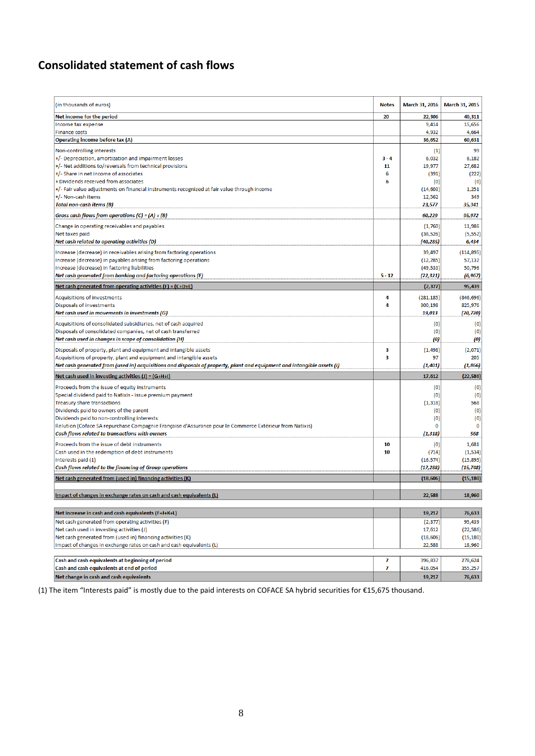# Consolidated statement of cash flows

| (in thousands of euros) | Notes | March 31, 2016 | March 31, 2015 |
|---|---|---|---|
| **Net income for the period** | **20** | **22,306** | **40,311** |
| Income tax expense | | 9,414 | 15,656 |
| Finance costs | | 4,932 | 4,664 |
| **Operating income before tax (A)** | | **36,652** | **60,631** |
| Non-controlling interests | | (1) | 99 |
| +/- Depreciation, amortization and impairment losses | 3 - 4 | 6,032 | 6,182 |
| +/- Net additions to/reversals from technical provisions | 11 | 19,977 | 27,682 |
| +/- Share in net income of associates | 6 | (391) | (222) |
| + Dividends received from associates | 6 | (0) | (0) |
| +/- Fair value adjustments on financial instruments recognized at fair value through income | | (14,603) | 1,251 |
| +/- Non-cash items | | 12,562 | 349 |
| ***Total non-cash items (B)*** | | ***23,577*** | ***35,341*** |
| ***Gross cash flows from operations (C) = (A) + (B)*** | | ***60,229*** | ***95,972*** |
| Change in operating receivables and payables | | (1,760) | 11,986 |
| Net taxes paid | | (38,526) | (5,552) |
| ***Net cash related to operating activities (D)*** | | ***(40,285)*** | ***6,434*** |
| Increase (decrease) in receivables arising from factoring operations | | 39,497 | (114,895) |
| Increase (decrease) in payables arising from factoring operations | | (12,285) | 57,132 |
| Increase (decrease) in factoring liabilities | | (49,533) | 50,796 |
| ***Net cash generated from banking and factoring operations (E)*** | 5 - 12 | ***(22,321)*** | ***(6,967)*** |
| **Net cash generated from operating activities (F) = (C+D+E)** | | **(2,377)** | **95,439** |
| Acquisitions of investments | 4 | (281,185) | (846,696) |
| Disposals of investments | 4 | 300,198 | 825,976 |
| ***Net cash used in movements in investments (G)*** | | ***19,013*** | ***(20,720)*** |
| Acquisitions of consolidated subsidiaries, net of cash acquired | | (0) | (0) |
| Disposals of consolidated companies, net of cash transferred | | (0) | (0) |
| ***Net cash used in changes in scope of consolidation (H)*** | | ***(0)*** | ***(0)*** |
| Disposals of property, plant and equipment and intangible assets | 3 | (1,498) | (2,071) |
| Acquisitions of property, plant and equipment and intangible assets | 3 | 97 | 205 |
| ***Net cash generated from (used in) acquisitions and disposals of property, plant and equipment and intangible assets (I)*** | | ***(1,401)*** | ***(1,866)*** |
| **Net cash used in investing activities (J) = (G+H+I)** | | **17,612** | **(22,586)** |
| Proceeds from the issue of equity instruments | | (0) | (0) |
| Special dividend paid to Natixis - issue premium payment | | (0) | (0) |
| Treasury share transactions | | (1,318) | 568 |
| Dividends paid to owners of the parent | | (0) | (0) |
| Dividends paid to non-controlling interests | | (0) | (0) |
| Relution (Coface SA repurchase Compagnie Française d'Assurance pour le Commerce Extérieur from Natixis) | | 0 | 0 |
| ***Cash flows related to transactions with owners*** | | ***(1,318)*** | ***568*** |
| Proceeds from the issue of debt instruments | 10 | (0) | 1,681 |
| Cash used in the redemption of debt instruments | 10 | (714) | (1,534) |
| Interests paid (1) | | (16,574) | (15,895) |
| ***Cash flows related to the financing of Group operations*** | | ***(17,288)*** | ***(15,748)*** |
| **Net cash generated from (used in) financing activities (K)** | | **(18,606)** | **(15,180)** |
| **Impact of changes in exchange rates on cash and cash equivalents (L)** | | **22,588** | **18,960** |
| **Net increase in cash and cash equivalents (F+J+K+L)** | | **19,217** | **76,633** |
| Net cash generated from operating activities (F) | | (2,377) | 95,439 |
| Net cash used in investing activities (J) | | 17,612 | (22,586) |
| Net cash generated from (used in) financing activities (K) | | (18,606) | (15,180) |
| Impact of changes in exchange rates on cash and cash equivalents (L) | | 22,588 | 18,960 |
| Cash and cash equivalents at beginning of period | 7 | 396,837 | 278,624 |
| Cash and cash equivalents at end of period | 7 | 416,054 | 355,257 |
| **Net change in cash and cash equivalents** | | **19,217** | **76,633** |

(1) The item "Interests paid" is mostly due to the paid interests on COFACE SA hybrid securities for €15,675 thousand.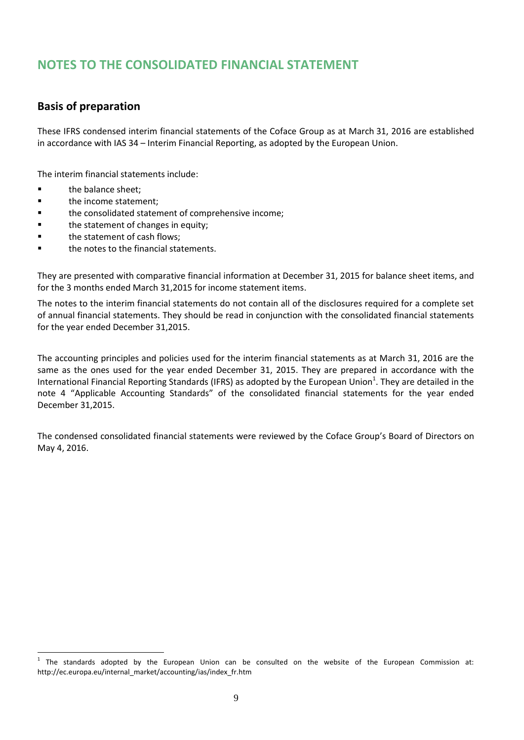# NOTES TO THE CONSOLIDATED FINANCIAL STATEMENT

## Basis of preparation

These IFRS condensed interim financial statements of the Coface Group as at March 31, 2016 are established in accordance with IAS 34 – Interim Financial Reporting, as adopted by the European Union.

The interim financial statements include:

- the balance sheet;
- the income statement;
- the consolidated statement of comprehensive income;
- the statement of changes in equity;
- the statement of cash flows;
- the notes to the financial statements.

They are presented with comparative financial information at December 31, 2015 for balance sheet items, and for the 3 months ended March 31,2015 for income statement items.

The notes to the interim financial statements do not contain all of the disclosures required for a complete set of annual financial statements. They should be read in conjunction with the consolidated financial statements for the year ended December 31,2015.

The accounting principles and policies used for the interim financial statements as at March 31, 2016 are the same as the ones used for the year ended December 31, 2015. They are prepared in accordance with the International Financial Reporting Standards (IFRS) as adopted by the European Union[1]. They are detailed in the note 4 "Applicable Accounting Standards" of the consolidated financial statements for the year ended December 31,2015.

The condensed consolidated financial statements were reviewed by the Coface Group's Board of Directors on May 4, 2016.

[1] The standards adopted by the European Union can be consulted on the website of the European Commission at: http://ec.europa.eu/internal_market/accounting/ias/index_fr.htm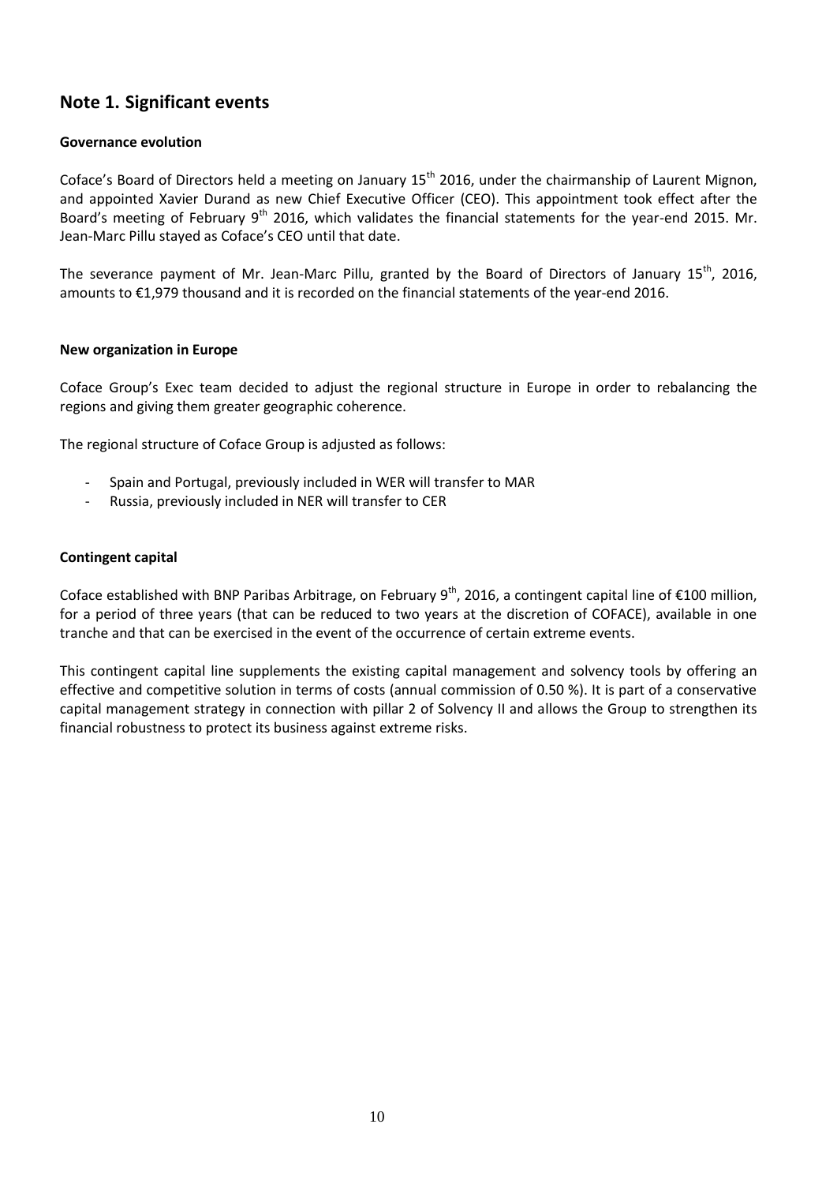## Note 1. Significant events

**Governance evolution**

Coface's Board of Directors held a meeting on January 15th 2016, under the chairmanship of Laurent Mignon, and appointed Xavier Durand as new Chief Executive Officer (CEO). This appointment took effect after the Board's meeting of February 9th 2016, which validates the financial statements for the year-end 2015. Mr. Jean-Marc Pillu stayed as Coface's CEO until that date.

The severance payment of Mr. Jean-Marc Pillu, granted by the Board of Directors of January 15th, 2016, amounts to €1,979 thousand and it is recorded on the financial statements of the year-end 2016.

**New organization in Europe**

Coface Group's Exec team decided to adjust the regional structure in Europe in order to rebalancing the regions and giving them greater geographic coherence.

The regional structure of Coface Group is adjusted as follows:

- Spain and Portugal, previously included in WER will transfer to MAR
- Russia, previously included in NER will transfer to CER

**Contingent capital**

Coface established with BNP Paribas Arbitrage, on February 9th, 2016, a contingent capital line of €100 million, for a period of three years (that can be reduced to two years at the discretion of COFACE), available in one tranche and that can be exercised in the event of the occurrence of certain extreme events.

This contingent capital line supplements the existing capital management and solvency tools by offering an effective and competitive solution in terms of costs (annual commission of 0.50 %). It is part of a conservative capital management strategy in connection with pillar 2 of Solvency II and allows the Group to strengthen its financial robustness to protect its business against extreme risks.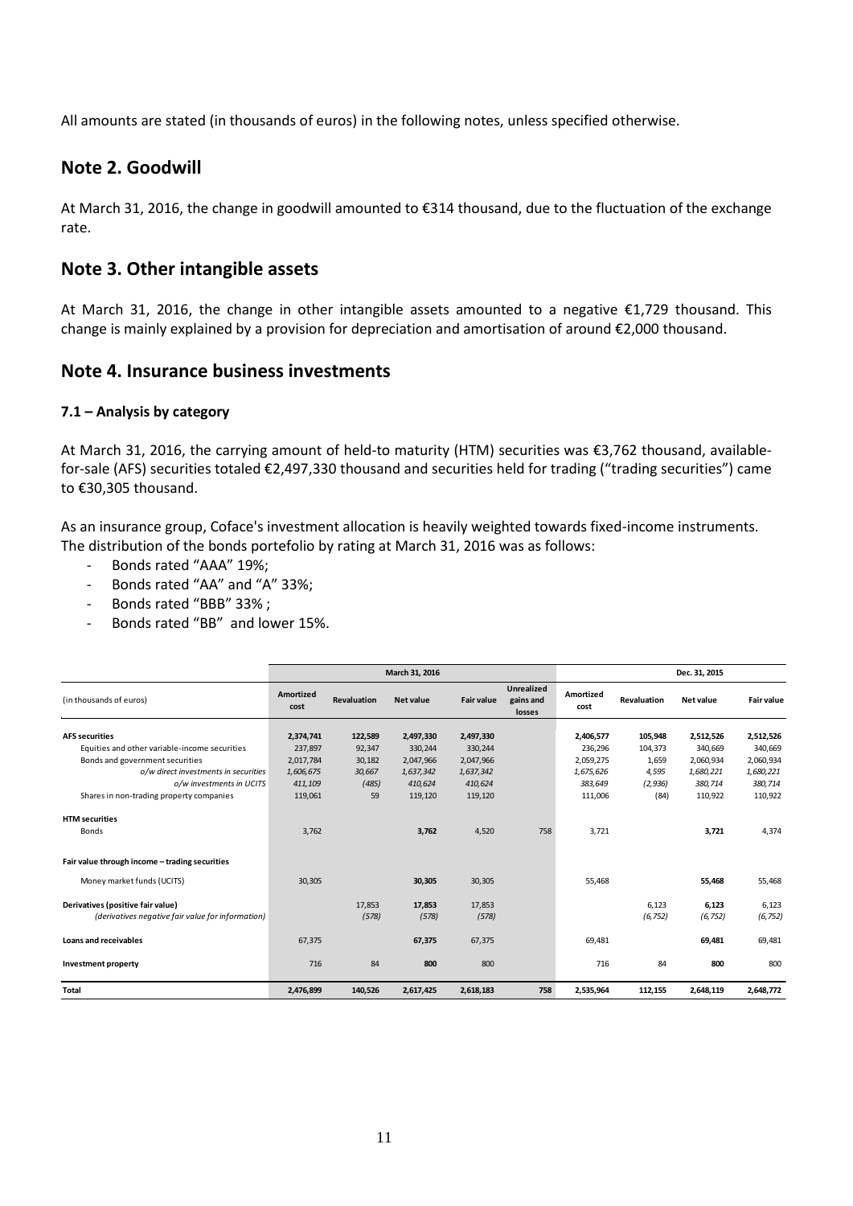All amounts are stated (in thousands of euros) in the following notes, unless specified otherwise.

## Note 2. Goodwill

At March 31, 2016, the change in goodwill amounted to €314 thousand, due to the fluctuation of the exchange rate.

## Note 3. Other intangible assets

At March 31, 2016, the change in other intangible assets amounted to a negative €1,729 thousand. This change is mainly explained by a provision for depreciation and amortisation of around €2,000 thousand.

## Note 4. Insurance business investments

### 7.1 – Analysis by category

At March 31, 2016, the carrying amount of held-to maturity (HTM) securities was €3,762 thousand, available-for-sale (AFS) securities totaled €2,497,330 thousand and securities held for trading ("trading securities") came to €30,305 thousand.

As an insurance group, Coface's investment allocation is heavily weighted towards fixed-income instruments. The distribution of the bonds portefolio by rating at March 31, 2016 was as follows:

- Bonds rated "AAA" 19%;
- Bonds rated "AA" and "A" 33%;
- Bonds rated "BBB" 33% ;
- Bonds rated "BB" and lower 15%.

| (in thousands of euros) | March 31, 2016 | | | | | Dec. 31, 2015 | | | |
|---|---|---|---|---|---|---|---|---|---|
| | Amortized cost | Revaluation | Net value | Fair value | Unrealized gains and losses | Amortized cost | Revaluation | Net value | Fair value |
| **AFS securities** | **2,374,741** | **122,589** | **2,497,330** | **2,497,330** | | **2,406,577** | **105,948** | **2,512,526** | **2,512,526** |
| Equities and other variable-income securities | 237,897 | 92,347 | 330,244 | 330,244 | | 236,296 | 104,373 | 340,669 | 340,669 |
| Bonds and government securities | 2,017,784 | 30,182 | 2,047,966 | 2,047,966 | | 2,059,275 | 1,659 | 2,060,934 | 2,060,934 |
| *o/w direct investments in securities* | *1,606,675* | *30,667* | *1,637,342* | *1,637,342* | | *1,675,626* | *4,595* | *1,680,221* | *1,680,221* |
| *o/w investments in UCITS* | *411,109* | *(485)* | *410,624* | *410,624* | | *383,649* | *(2,936)* | *380,714* | *380,714* |
| Shares in non-trading property companies | 119,061 | 59 | 119,120 | 119,120 | | 111,006 | (84) | 110,922 | 110,922 |
| **HTM securities** | | | | | | | | | |
| Bonds | 3,762 | | **3,762** | 4,520 | 758 | 3,721 | | **3,721** | 4,374 |
| **Fair value through income – trading securities** | | | | | | | | | |
| Money market funds (UCITS) | 30,305 | | **30,305** | 30,305 | | 55,468 | | **55,468** | 55,468 |
| **Derivatives (positive fair value)** | | 17,853 | **17,853** | 17,853 | | | 6,123 | **6,123** | 6,123 |
| *(derivatives negative fair value for information)* | | *(578)* | *(578)* | *(578)* | | | *(6,752)* | *(6,752)* | *(6,752)* |
| **Loans and receivables** | 67,375 | | **67,375** | 67,375 | | 69,481 | | **69,481** | 69,481 |
| **Investment property** | 716 | 84 | **800** | 800 | | 716 | 84 | **800** | 800 |
| **Total** | **2,476,899** | **140,526** | **2,617,425** | **2,618,183** | **758** | **2,535,964** | **112,155** | **2,648,119** | **2,648,772** |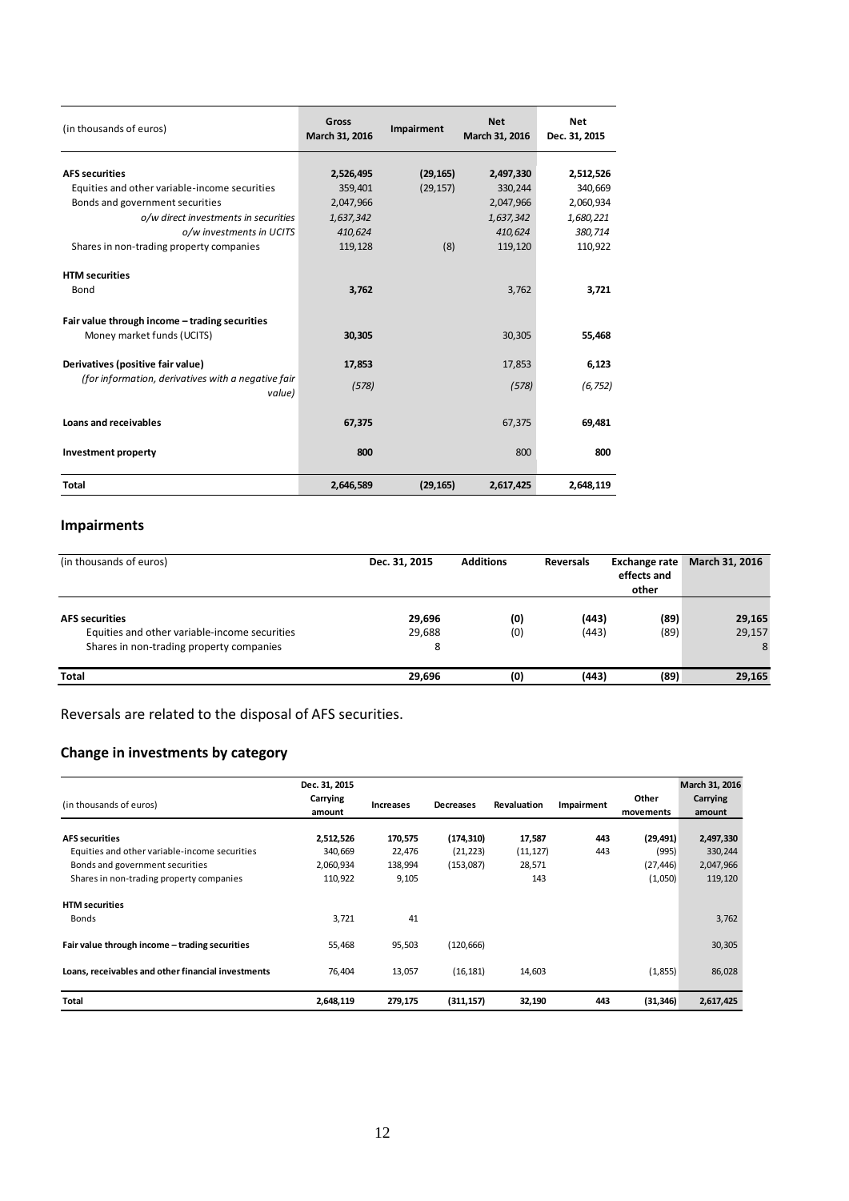| (in thousands of euros) | Gross March 31, 2016 | Impairment | Net March 31, 2016 | Net Dec. 31, 2015 |
|---|---|---|---|---|
| **AFS securities** | **2,526,495** | **(29,165)** | **2,497,330** | **2,512,526** |
| Equities and other variable-income securities | 359,401 | (29,157) | 330,244 | 340,669 |
| Bonds and government securities | 2,047,966 | | 2,047,966 | 2,060,934 |
| *o/w direct investments in securities* | *1,637,342* | | *1,637,342* | *1,680,221* |
| *o/w investments in UCITS* | *410,624* | | *410,624* | *380,714* |
| Shares in non-trading property companies | 119,128 | (8) | 119,120 | 110,922 |
| **HTM securities** | | | | |
| Bond | **3,762** | | 3,762 | **3,721** |
| **Fair value through income – trading securities** | | | | |
| Money market funds (UCITS) | **30,305** | | 30,305 | **55,468** |
| **Derivatives (positive fair value)** | **17,853** | | 17,853 | **6,123** |
| *(for information, derivatives with a negative fair value)* | *(578)* | | *(578)* | *(6,752)* |
| **Loans and receivables** | **67,375** | | 67,375 | **69,481** |
| **Investment property** | **800** | | 800 | **800** |
| **Total** | **2,646,589** | **(29,165)** | **2,617,425** | **2,648,119** |

## Impairments

| (in thousands of euros) | Dec. 31, 2015 | Additions | Reversals | Exchange rate effects and other | March 31, 2016 |
|---|---|---|---|---|---|
| **AFS securities** | **29,696** | **(0)** | **(443)** | **(89)** | **29,165** |
| Equities and other variable-income securities | 29,688 | (0) | (443) | (89) | 29,157 |
| Shares in non-trading property companies | 8 | | | | 8 |
| **Total** | **29,696** | **(0)** | **(443)** | **(89)** | **29,165** |

Reversals are related to the disposal of AFS securities.

## Change in investments by category

| (in thousands of euros) | Dec. 31, 2015 Carrying amount | Increases | Decreases | Revaluation | Impairment | Other movements | March 31, 2016 Carrying amount |
|---|---|---|---|---|---|---|---|
| **AFS securities** | **2,512,526** | **170,575** | **(174,310)** | **17,587** | **443** | **(29,491)** | **2,497,330** |
| Equities and other variable-income securities | 340,669 | 22,476 | (21,223) | (11,127) | 443 | (995) | 330,244 |
| Bonds and government securities | 2,060,934 | 138,994 | (153,087) | 28,571 | | (27,446) | 2,047,966 |
| Shares in non-trading property companies | 110,922 | 9,105 | | 143 | | (1,050) | 119,120 |
| **HTM securities** | | | | | | | |
| Bonds | 3,721 | 41 | | | | | 3,762 |
| **Fair value through income – trading securities** | 55,468 | 95,503 | (120,666) | | | | 30,305 |
| **Loans, receivables and other financial investments** | 76,404 | 13,057 | (16,181) | 14,603 | | (1,855) | 86,028 |
| **Total** | **2,648,119** | **279,175** | **(311,157)** | **32,190** | **443** | **(31,346)** | **2,617,425** |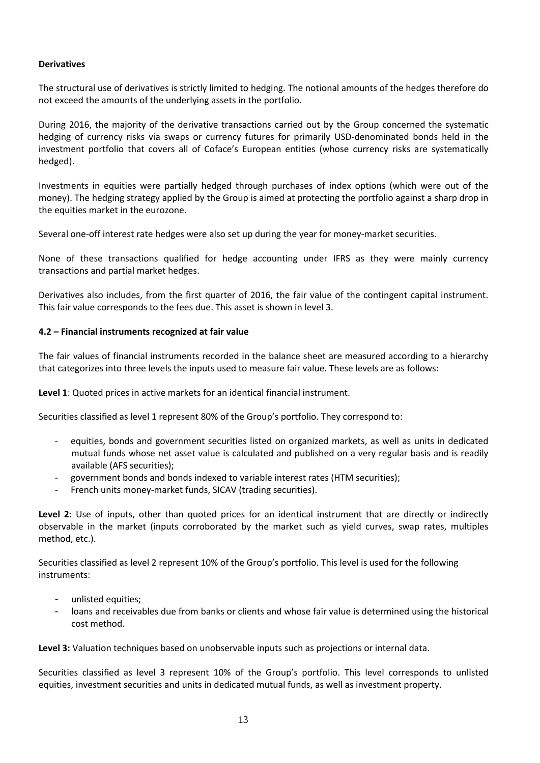**Derivatives**

The structural use of derivatives is strictly limited to hedging. The notional amounts of the hedges therefore do not exceed the amounts of the underlying assets in the portfolio.

During 2016, the majority of the derivative transactions carried out by the Group concerned the systematic hedging of currency risks via swaps or currency futures for primarily USD-denominated bonds held in the investment portfolio that covers all of Coface's European entities (whose currency risks are systematically hedged).

Investments in equities were partially hedged through purchases of index options (which were out of the money). The hedging strategy applied by the Group is aimed at protecting the portfolio against a sharp drop in the equities market in the eurozone.

Several one-off interest rate hedges were also set up during the year for money-market securities.

None of these transactions qualified for hedge accounting under IFRS as they were mainly currency transactions and partial market hedges.

Derivatives also includes, from the first quarter of 2016, the fair value of the contingent capital instrument. This fair value corresponds to the fees due. This asset is shown in level 3.

**4.2 – Financial instruments recognized at fair value**

The fair values of financial instruments recorded in the balance sheet are measured according to a hierarchy that categorizes into three levels the inputs used to measure fair value. These levels are as follows:

**Level 1**: Quoted prices in active markets for an identical financial instrument.

Securities classified as level 1 represent 80% of the Group's portfolio. They correspond to:

- equities, bonds and government securities listed on organized markets, as well as units in dedicated mutual funds whose net asset value is calculated and published on a very regular basis and is readily available (AFS securities);
- government bonds and bonds indexed to variable interest rates (HTM securities);
- French units money-market funds, SICAV (trading securities).

**Level 2:** Use of inputs, other than quoted prices for an identical instrument that are directly or indirectly observable in the market (inputs corroborated by the market such as yield curves, swap rates, multiples method, etc.).

Securities classified as level 2 represent 10% of the Group's portfolio. This level is used for the following instruments:

- unlisted equities;
- loans and receivables due from banks or clients and whose fair value is determined using the historical cost method.

**Level 3:** Valuation techniques based on unobservable inputs such as projections or internal data.

Securities classified as level 3 represent 10% of the Group's portfolio. This level corresponds to unlisted equities, investment securities and units in dedicated mutual funds, as well as investment property.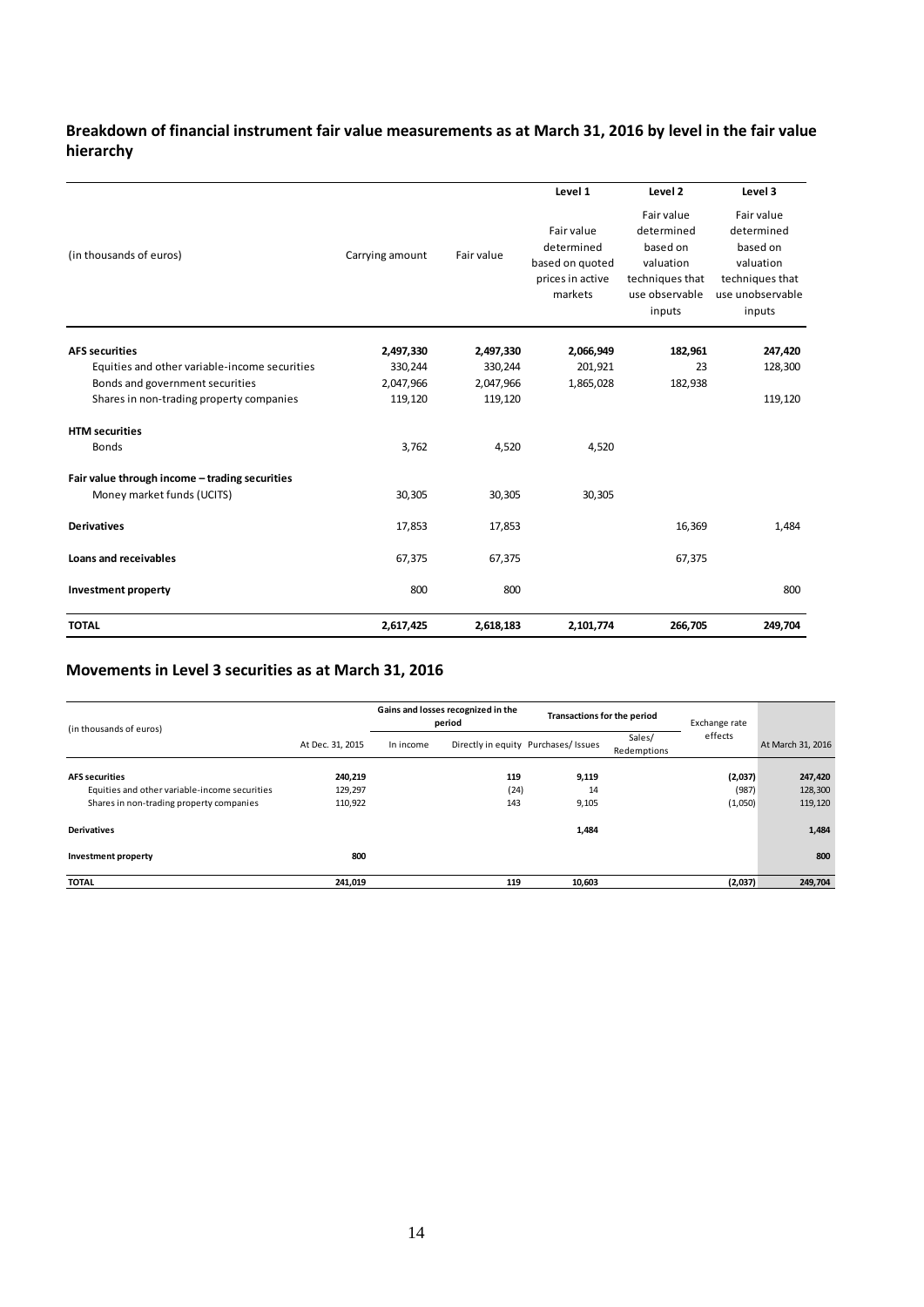## Breakdown of financial instrument fair value measurements as at March 31, 2016 by level in the fair value hierarchy

| (in thousands of euros) | Carrying amount | Fair value | Level 1 | Level 2 | Level 3 |
|---|---|---|---|---|---|
| | | | Fair value determined based on quoted prices in active markets | Fair value determined based on valuation techniques that use observable inputs | Fair value determined based on valuation techniques that use unobservable inputs |
| **AFS securities** | **2,497,330** | **2,497,330** | **2,066,949** | **182,961** | **247,420** |
| Equities and other variable-income securities | 330,244 | 330,244 | 201,921 | 23 | 128,300 |
| Bonds and government securities | 2,047,966 | 2,047,966 | 1,865,028 | 182,938 | |
| Shares in non-trading property companies | 119,120 | 119,120 | | | 119,120 |
| **HTM securities** | | | | | |
| Bonds | 3,762 | 4,520 | 4,520 | | |
| **Fair value through income – trading securities** | | | | | |
| Money market funds (UCITS) | 30,305 | 30,305 | 30,305 | | |
| **Derivatives** | 17,853 | 17,853 | | 16,369 | 1,484 |
| **Loans and receivables** | 67,375 | 67,375 | | 67,375 | |
| **Investment property** | 800 | 800 | | | 800 |
| **TOTAL** | **2,617,425** | **2,618,183** | **2,101,774** | **266,705** | **249,704** |

## Movements in Level 3 securities as at March 31, 2016

| (in thousands of euros) | At Dec. 31, 2015 | Gains and losses recognized in the period | | Transactions for the period | | Exchange rate effects | At March 31, 2016 |
|---|---|---|---|---|---|---|---|
| | | In income | Directly in equity | Purchases/ Issues | Sales/ Redemptions | | |
| **AFS securities** | **240,219** | | **119** | **9,119** | | **(2,037)** | **247,420** |
| Equities and other variable-income securities | 129,297 | | (24) | 14 | | (987) | 128,300 |
| Shares in non-trading property companies | 110,922 | | 143 | 9,105 | | (1,050) | 119,120 |
| **Derivatives** | | | | **1,484** | | | **1,484** |
| **Investment property** | **800** | | | | | | **800** |
| **TOTAL** | **241,019** | | **119** | **10,603** | | **(2,037)** | **249,704** |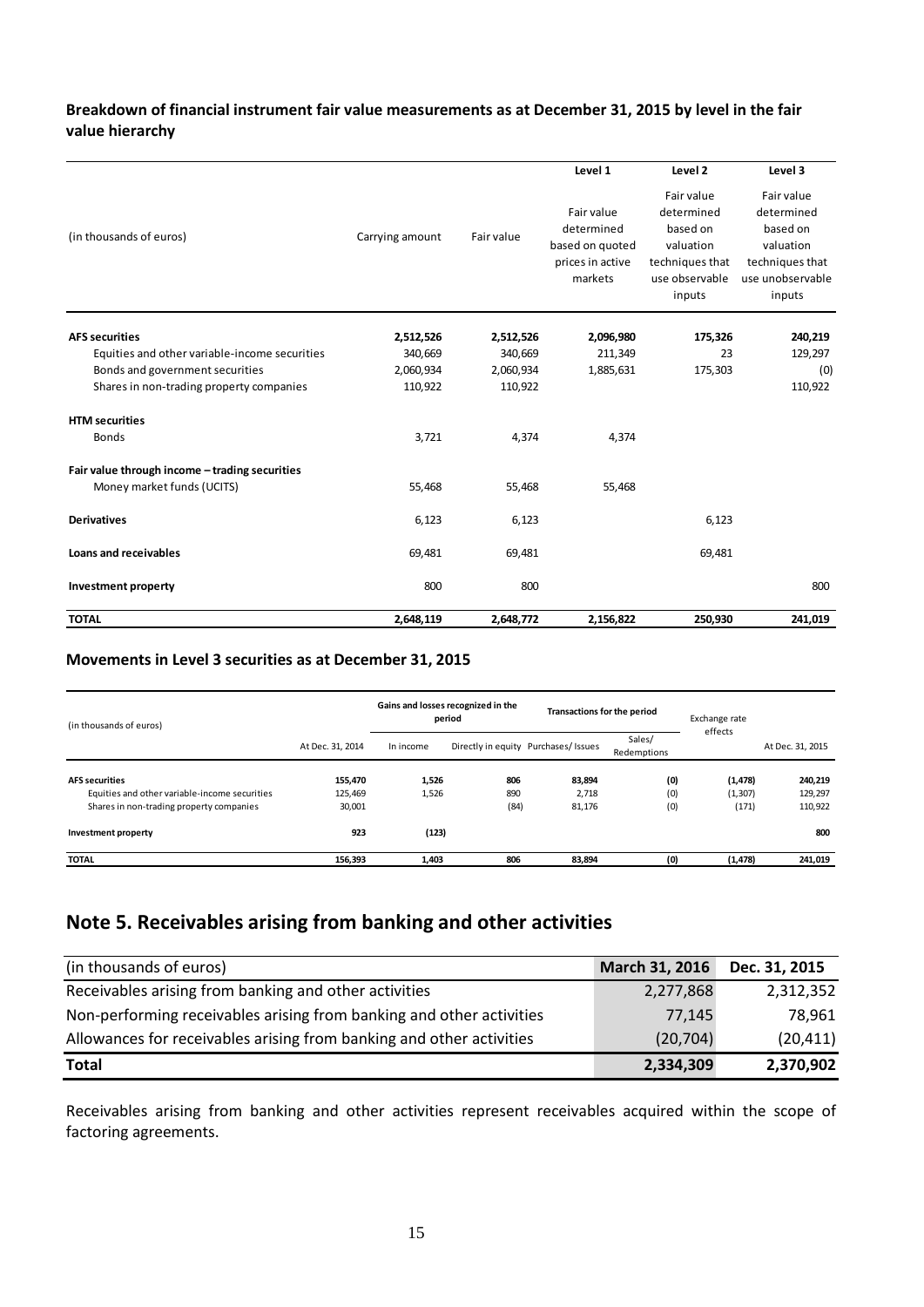**Breakdown of financial instrument fair value measurements as at December 31, 2015 by level in the fair value hierarchy**

| (in thousands of euros) | Carrying amount | Fair value | Level 1<br>Fair value determined based on quoted prices in active markets | Level 2<br>Fair value determined based on valuation techniques that use observable inputs | Level 3<br>Fair value determined based on valuation techniques that use unobservable inputs |
|---|---|---|---|---|---|
| **AFS securities** | **2,512,526** | **2,512,526** | **2,096,980** | **175,326** | **240,219** |
| Equities and other variable-income securities | 340,669 | 340,669 | 211,349 | 23 | 129,297 |
| Bonds and government securities | 2,060,934 | 2,060,934 | 1,885,631 | 175,303 | (0) |
| Shares in non-trading property companies | 110,922 | 110,922 | | | 110,922 |
| **HTM securities** | | | | | |
| Bonds | 3,721 | 4,374 | 4,374 | | |
| **Fair value through income – trading securities** | | | | | |
| Money market funds (UCITS) | 55,468 | 55,468 | 55,468 | | |
| **Derivatives** | 6,123 | 6,123 | | 6,123 | |
| **Loans and receivables** | 69,481 | 69,481 | | 69,481 | |
| **Investment property** | 800 | 800 | | | 800 |
| **TOTAL** | **2,648,119** | **2,648,772** | **2,156,822** | **250,930** | **241,019** |

**Movements in Level 3 securities as at December 31, 2015**

| (in thousands of euros) | | Gains and losses recognized in the period | | Transactions for the period | | Exchange rate effects | |
|---|---|---|---|---|---|---|---|
| | At Dec. 31, 2014 | In income | Directly in equity | Purchases/ Issues | Sales/ Redemptions | | At Dec. 31, 2015 |
| **AFS securities** | **155,470** | **1,526** | **806** | **83,894** | **(0)** | **(1,478)** | **240,219** |
| Equities and other variable-income securities | 125,469 | 1,526 | 890 | 2,718 | (0) | (1,307) | 129,297 |
| Shares in non-trading property companies | 30,001 | | (84) | 81,176 | (0) | (171) | 110,922 |
| **Investment property** | **923** | **(123)** | | | | | **800** |
| **TOTAL** | **156,393** | **1,403** | **806** | **83,894** | **(0)** | **(1,478)** | **241,019** |

## Note 5. Receivables arising from banking and other activities

| (in thousands of euros) | March 31, 2016 | Dec. 31, 2015 |
|---|---|---|
| Receivables arising from banking and other activities | 2,277,868 | 2,312,352 |
| Non-performing receivables arising from banking and other activities | 77,145 | 78,961 |
| Allowances for receivables arising from banking and other activities | (20,704) | (20,411) |
| **Total** | **2,334,309** | **2,370,902** |

Receivables arising from banking and other activities represent receivables acquired within the scope of factoring agreements.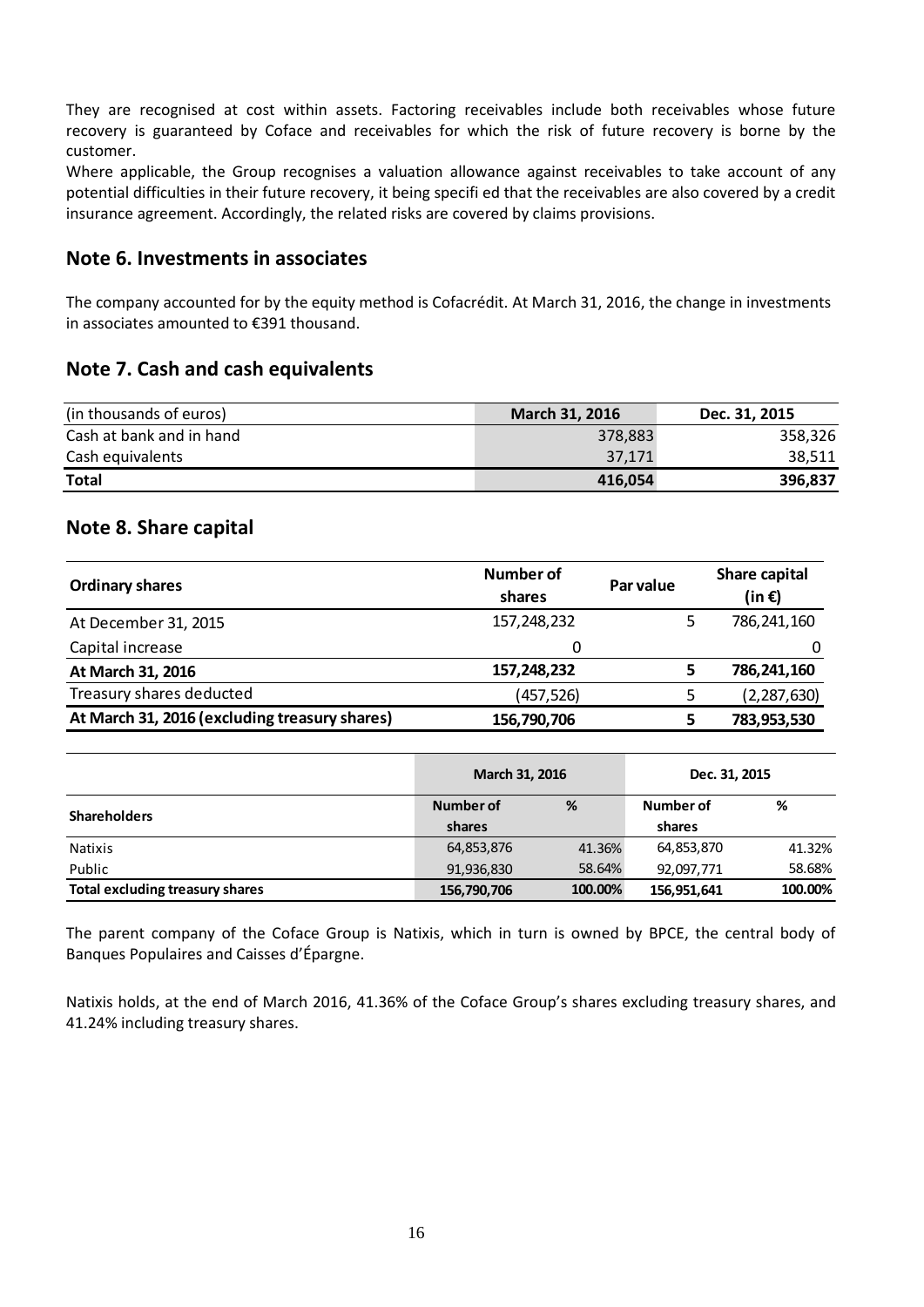They are recognised at cost within assets. Factoring receivables include both receivables whose future recovery is guaranteed by Coface and receivables for which the risk of future recovery is borne by the customer.

Where applicable, the Group recognises a valuation allowance against receivables to take account of any potential difficulties in their future recovery, it being specifi ed that the receivables are also covered by a credit insurance agreement. Accordingly, the related risks are covered by claims provisions.

## Note 6. Investments in associates

The company accounted for by the equity method is Cofacrédit. At March 31, 2016, the change in investments in associates amounted to €391 thousand.

## Note 7. Cash and cash equivalents

| (in thousands of euros) | March 31, 2016 | Dec. 31, 2015 |
|---|---|---|
| Cash at bank and in hand | 378,883 | 358,326 |
| Cash equivalents | 37,171 | 38,511 |
| **Total** | **416,054** | **396,837** |

## Note 8. Share capital

| Ordinary shares | Number of shares | Par value | Share capital (in €) |
|---|---|---|---|
| At December 31, 2015 | 157,248,232 | 5 | 786,241,160 |
| Capital increase | 0 | | 0 |
| **At March 31, 2016** | **157,248,232** | **5** | **786,241,160** |
| Treasury shares deducted | (457,526) | 5 | (2,287,630) |
| **At March 31, 2016 (excluding treasury shares)** | **156,790,706** | **5** | **783,953,530** |

| Shareholders | March 31, 2016 | | Dec. 31, 2015 | |
|---|---|---|---|---|
| | Number of shares | % | Number of shares | % |
| Natixis | 64,853,876 | 41.36% | 64,853,870 | 41.32% |
| Public | 91,936,830 | 58.64% | 92,097,771 | 58.68% |
| **Total excluding treasury shares** | **156,790,706** | **100.00%** | **156,951,641** | **100.00%** |

The parent company of the Coface Group is Natixis, which in turn is owned by BPCE, the central body of Banques Populaires and Caisses d'Épargne.

Natixis holds, at the end of March 2016, 41.36% of the Coface Group's shares excluding treasury shares, and 41.24% including treasury shares.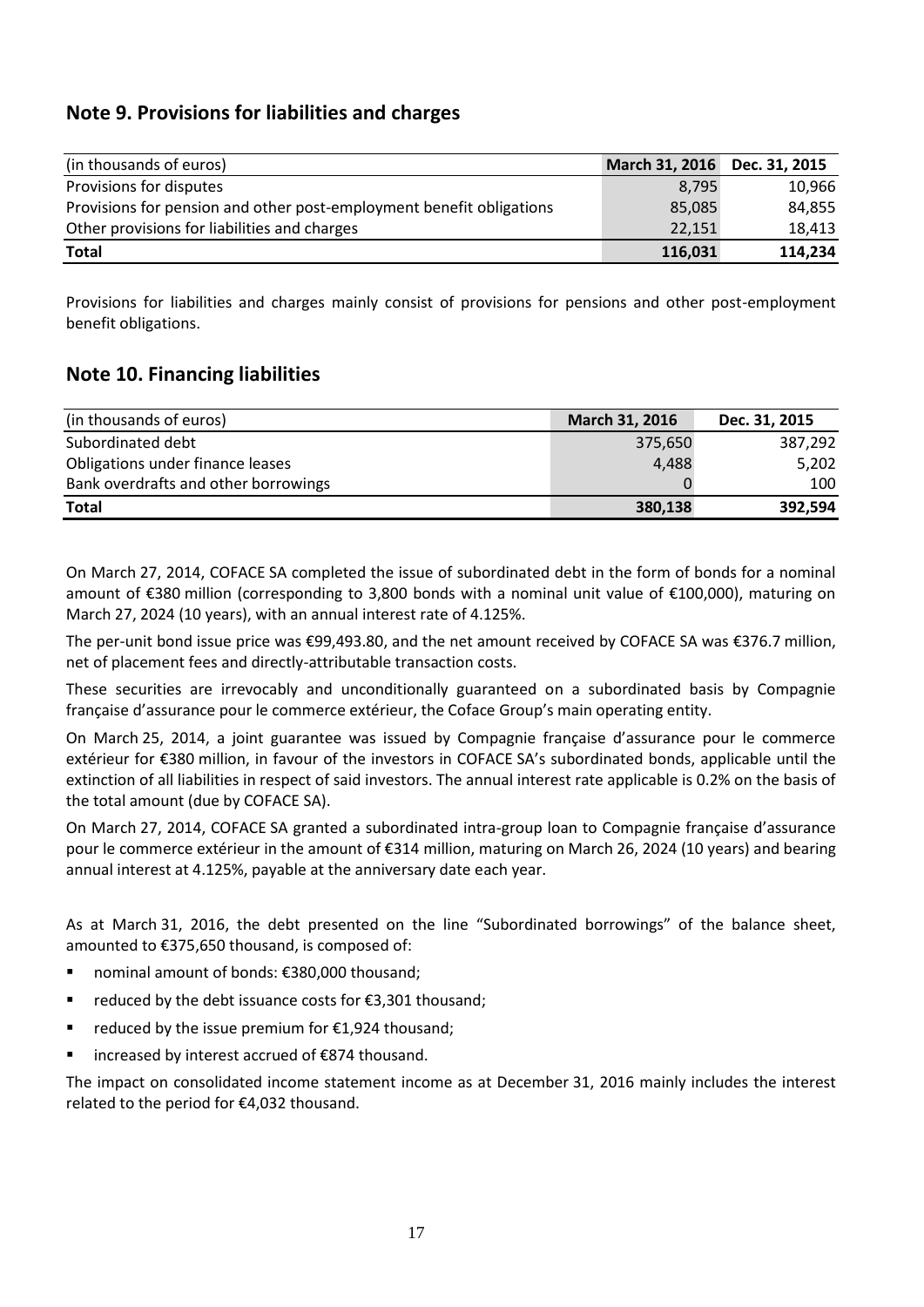## Note 9. Provisions for liabilities and charges

| (in thousands of euros) | March 31, 2016 | Dec. 31, 2015 |
|---|---|---|
| Provisions for disputes | 8,795 | 10,966 |
| Provisions for pension and other post-employment benefit obligations | 85,085 | 84,855 |
| Other provisions for liabilities and charges | 22,151 | 18,413 |
| **Total** | **116,031** | **114,234** |

Provisions for liabilities and charges mainly consist of provisions for pensions and other post-employment benefit obligations.

## Note 10. Financing liabilities

| (in thousands of euros) | March 31, 2016 | Dec. 31, 2015 |
|---|---|---|
| Subordinated debt | 375,650 | 387,292 |
| Obligations under finance leases | 4,488 | 5,202 |
| Bank overdrafts and other borrowings | 0 | 100 |
| **Total** | **380,138** | **392,594** |

On March 27, 2014, COFACE SA completed the issue of subordinated debt in the form of bonds for a nominal amount of €380 million (corresponding to 3,800 bonds with a nominal unit value of €100,000), maturing on March 27, 2024 (10 years), with an annual interest rate of 4.125%.

The per-unit bond issue price was €99,493.80, and the net amount received by COFACE SA was €376.7 million, net of placement fees and directly-attributable transaction costs.

These securities are irrevocably and unconditionally guaranteed on a subordinated basis by Compagnie française d'assurance pour le commerce extérieur, the Coface Group's main operating entity.

On March 25, 2014, a joint guarantee was issued by Compagnie française d'assurance pour le commerce extérieur for €380 million, in favour of the investors in COFACE SA's subordinated bonds, applicable until the extinction of all liabilities in respect of said investors. The annual interest rate applicable is 0.2% on the basis of the total amount (due by COFACE SA).

On March 27, 2014, COFACE SA granted a subordinated intra-group loan to Compagnie française d'assurance pour le commerce extérieur in the amount of €314 million, maturing on March 26, 2024 (10 years) and bearing annual interest at 4.125%, payable at the anniversary date each year.

As at March 31, 2016, the debt presented on the line "Subordinated borrowings" of the balance sheet, amounted to €375,650 thousand, is composed of:

- nominal amount of bonds: €380,000 thousand;
- reduced by the debt issuance costs for €3,301 thousand;
- reduced by the issue premium for €1,924 thousand;
- increased by interest accrued of €874 thousand.

The impact on consolidated income statement income as at December 31, 2016 mainly includes the interest related to the period for €4,032 thousand.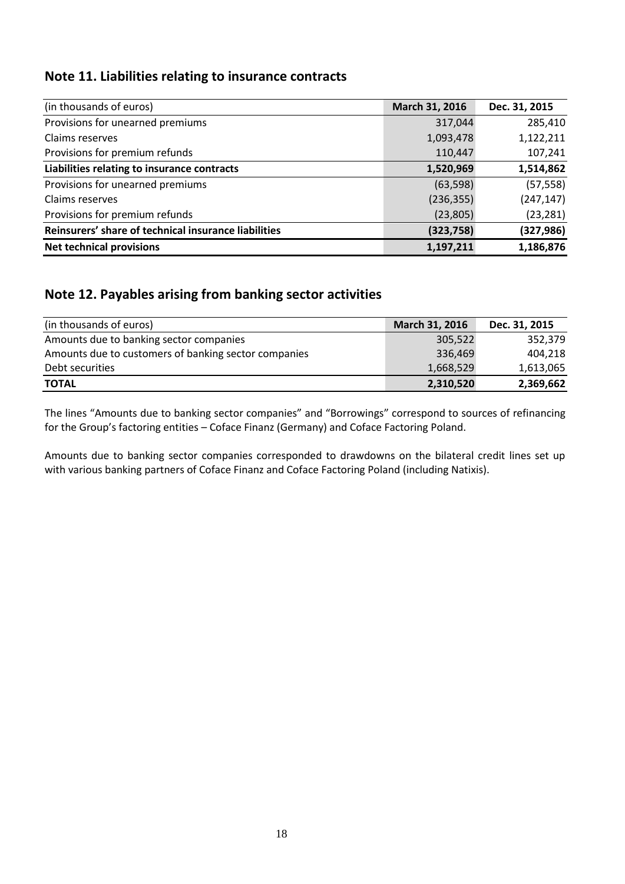## Note 11. Liabilities relating to insurance contracts

| (in thousands of euros) | March 31, 2016 | Dec. 31, 2015 |
| --- | --- | --- |
| Provisions for unearned premiums | 317,044 | 285,410 |
| Claims reserves | 1,093,478 | 1,122,211 |
| Provisions for premium refunds | 110,447 | 107,241 |
| **Liabilities relating to insurance contracts** | **1,520,969** | **1,514,862** |
| Provisions for unearned premiums | (63,598) | (57,558) |
| Claims reserves | (236,355) | (247,147) |
| Provisions for premium refunds | (23,805) | (23,281) |
| **Reinsurers' share of technical insurance liabilities** | **(323,758)** | **(327,986)** |
| **Net technical provisions** | **1,197,211** | **1,186,876** |

## Note 12. Payables arising from banking sector activities

| (in thousands of euros) | March 31, 2016 | Dec. 31, 2015 |
| --- | --- | --- |
| Amounts due to banking sector companies | 305,522 | 352,379 |
| Amounts due to customers of banking sector companies | 336,469 | 404,218 |
| Debt securities | 1,668,529 | 1,613,065 |
| **TOTAL** | **2,310,520** | **2,369,662** |

The lines "Amounts due to banking sector companies" and "Borrowings" correspond to sources of refinancing for the Group's factoring entities – Coface Finanz (Germany) and Coface Factoring Poland.

Amounts due to banking sector companies corresponded to drawdowns on the bilateral credit lines set up with various banking partners of Coface Finanz and Coface Factoring Poland (including Natixis).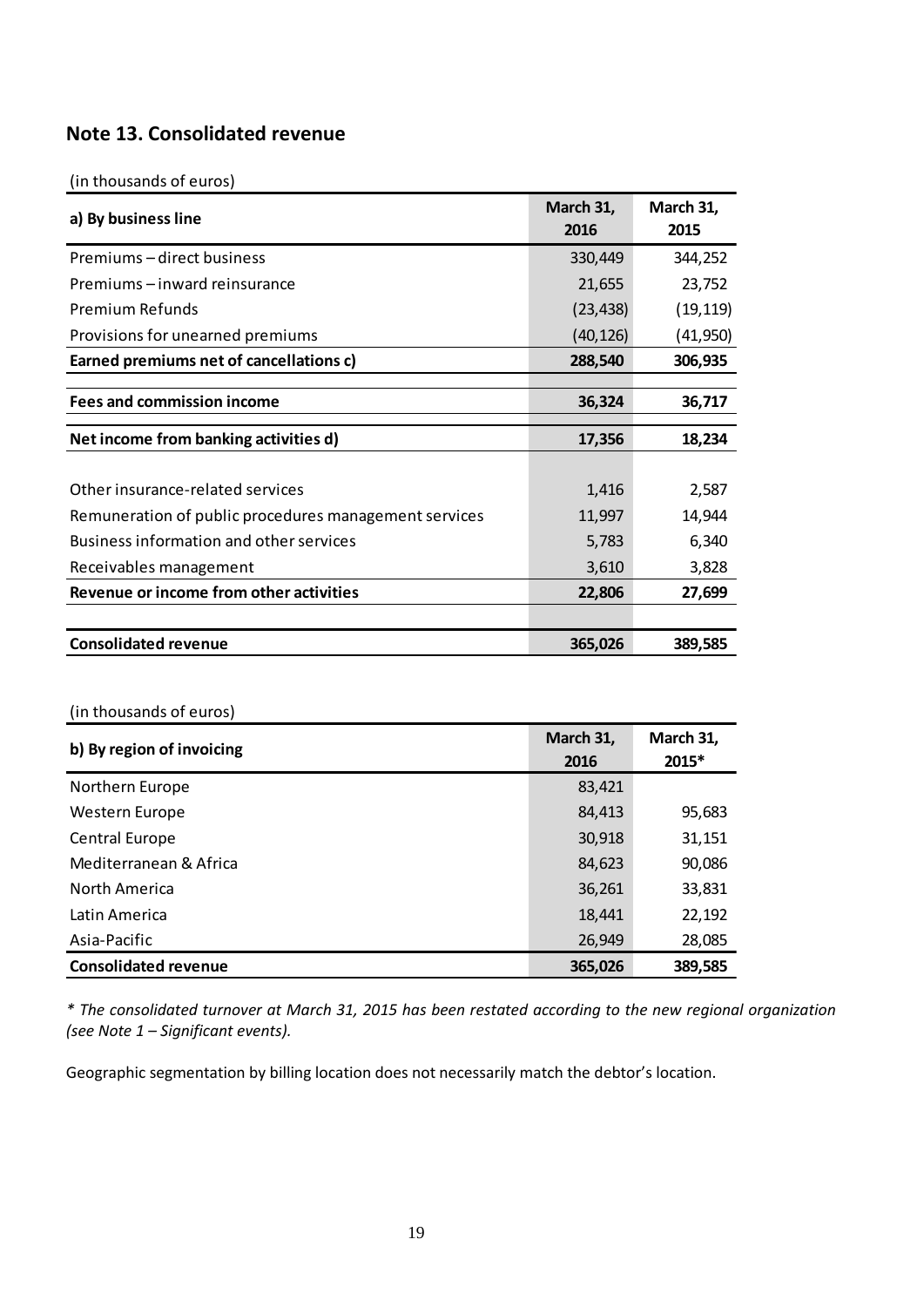## Note 13. Consolidated revenue

(in thousands of euros)

| a) By business line | March 31, 2016 | March 31, 2015 |
|---|---|---|
| Premiums – direct business | 330,449 | 344,252 |
| Premiums – inward reinsurance | 21,655 | 23,752 |
| Premium Refunds | (23,438) | (19,119) |
| Provisions for unearned premiums | (40,126) | (41,950) |
| **Earned premiums net of cancellations c)** | **288,540** | **306,935** |
| | | |
| **Fees and commission income** | **36,324** | **36,717** |
| | | |
| **Net income from banking activities d)** | **17,356** | **18,234** |
| | | |
| Other insurance-related services | 1,416 | 2,587 |
| Remuneration of public procedures management services | 11,997 | 14,944 |
| Business information and other services | 5,783 | 6,340 |
| Receivables management | 3,610 | 3,828 |
| **Revenue or income from other activities** | **22,806** | **27,699** |
| | | |
| **Consolidated revenue** | **365,026** | **389,585** |

(in thousands of euros)

| b) By region of invoicing | March 31, 2016 | March 31, 2015* |
|---|---|---|
| Northern Europe | 83,421 | |
| Western Europe | 84,413 | 95,683 |
| Central Europe | 30,918 | 31,151 |
| Mediterranean & Africa | 84,623 | 90,086 |
| North America | 36,261 | 33,831 |
| Latin America | 18,441 | 22,192 |
| Asia-Pacific | 26,949 | 28,085 |
| **Consolidated revenue** | **365,026** | **389,585** |

*\* The consolidated turnover at March 31, 2015 has been restated according to the new regional organization (see Note 1 – Significant events).*

Geographic segmentation by billing location does not necessarily match the debtor's location.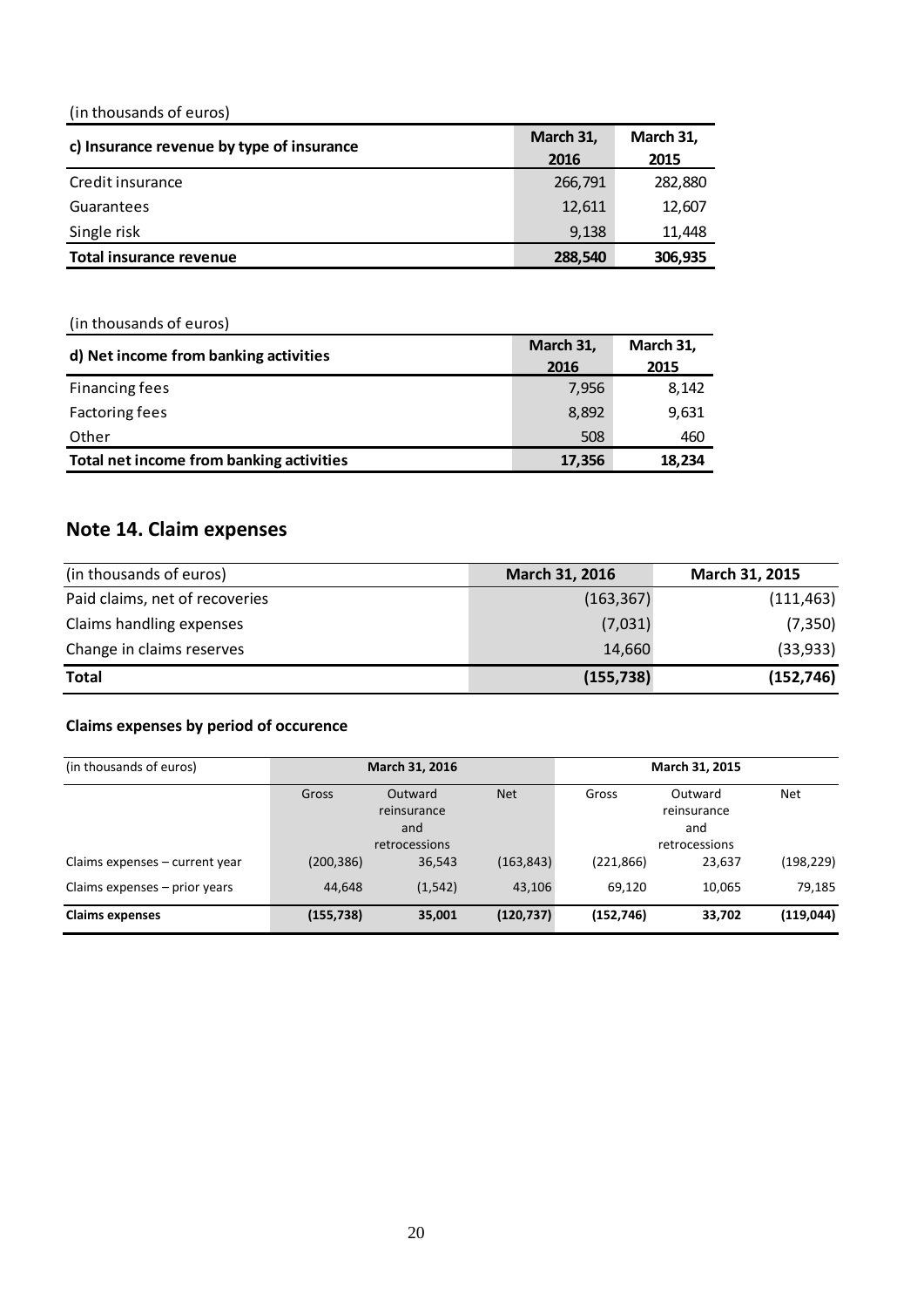(in thousands of euros)

| c) Insurance revenue by type of insurance | March 31, 2016 | March 31, 2015 |
|---|---|---|
| Credit insurance | 266,791 | 282,880 |
| Guarantees | 12,611 | 12,607 |
| Single risk | 9,138 | 11,448 |
| **Total insurance revenue** | **288,540** | **306,935** |

(in thousands of euros)

| d) Net income from banking activities | March 31, 2016 | March 31, 2015 |
|---|---|---|
| Financing fees | 7,956 | 8,142 |
| Factoring fees | 8,892 | 9,631 |
| Other | 508 | 460 |
| **Total net income from banking activities** | **17,356** | **18,234** |

## Note 14. Claim expenses

| (in thousands of euros) | March 31, 2016 | March 31, 2015 |
|---|---|---|
| Paid claims, net of recoveries | (163,367) | (111,463) |
| Claims handling expenses | (7,031) | (7,350) |
| Change in claims reserves | 14,660 | (33,933) |
| **Total** | **(155,738)** | **(152,746)** |

**Claims expenses by period of occurence**

| (in thousands of euros) | March 31, 2016 | | | March 31, 2015 | | |
|---|---|---|---|---|---|---|
| | Gross | Outward reinsurance and retrocessions | Net | Gross | Outward reinsurance and retrocessions | Net |
| Claims expenses – current year | (200,386) | 36,543 | (163,843) | (221,866) | 23,637 | (198,229) |
| Claims expenses – prior years | 44,648 | (1,542) | 43,106 | 69,120 | 10,065 | 79,185 |
| **Claims expenses** | **(155,738)** | **35,001** | **(120,737)** | **(152,746)** | **33,702** | **(119,044)** |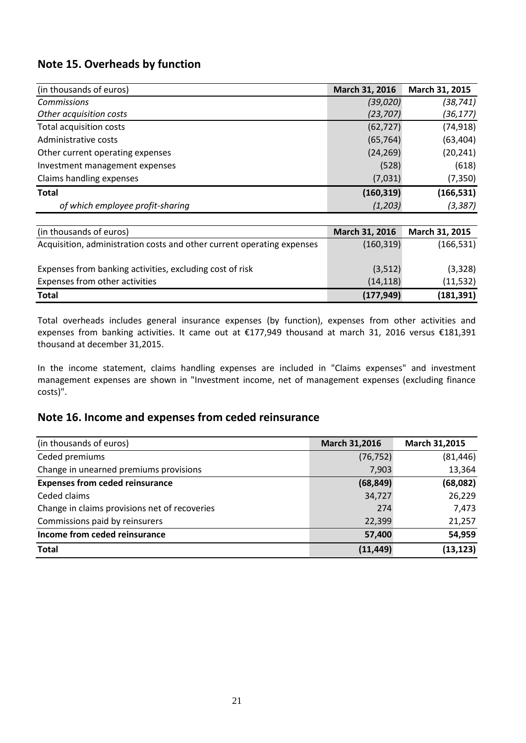## Note 15. Overheads by function

| (in thousands of euros) | March 31, 2016 | March 31, 2015 |
|---|---|---|
| *Commissions* | *(39,020)* | *(38,741)* |
| *Other acquisition costs* | *(23,707)* | *(36,177)* |
| Total acquisition costs | (62,727) | (74,918) |
| Administrative costs | (65,764) | (63,404) |
| Other current operating expenses | (24,269) | (20,241) |
| Investment management expenses | (528) | (618) |
| Claims handling expenses | (7,031) | (7,350) |
| **Total** | **(160,319)** | **(166,531)** |
| *of which employee profit-sharing* | *(1,203)* | *(3,387)* |

| (in thousands of euros) | March 31, 2016 | March 31, 2015 |
|---|---|---|
| Acquisition, administration costs and other current operating expenses | (160,319) | (166,531) |
| Expenses from banking activities, excluding cost of risk | (3,512) | (3,328) |
| Expenses from other activities | (14,118) | (11,532) |
| **Total** | **(177,949)** | **(181,391)** |

Total overheads includes general insurance expenses (by function), expenses from other activities and expenses from banking activities. It came out at €177,949 thousand at march 31, 2016 versus €181,391 thousand at december 31,2015.

In the income statement, claims handling expenses are included in "Claims expenses" and investment management expenses are shown in "Investment income, net of management expenses (excluding finance costs)".

## Note 16. Income and expenses from ceded reinsurance

| (in thousands of euros) | March 31,2016 | March 31,2015 |
|---|---|---|
| Ceded premiums | (76,752) | (81,446) |
| Change in unearned premiums provisions | 7,903 | 13,364 |
| **Expenses from ceded reinsurance** | **(68,849)** | **(68,082)** |
| Ceded claims | 34,727 | 26,229 |
| Change in claims provisions net of recoveries | 274 | 7,473 |
| Commissions paid by reinsurers | 22,399 | 21,257 |
| **Income from ceded reinsurance** | **57,400** | **54,959** |
| **Total** | **(11,449)** | **(13,123)** |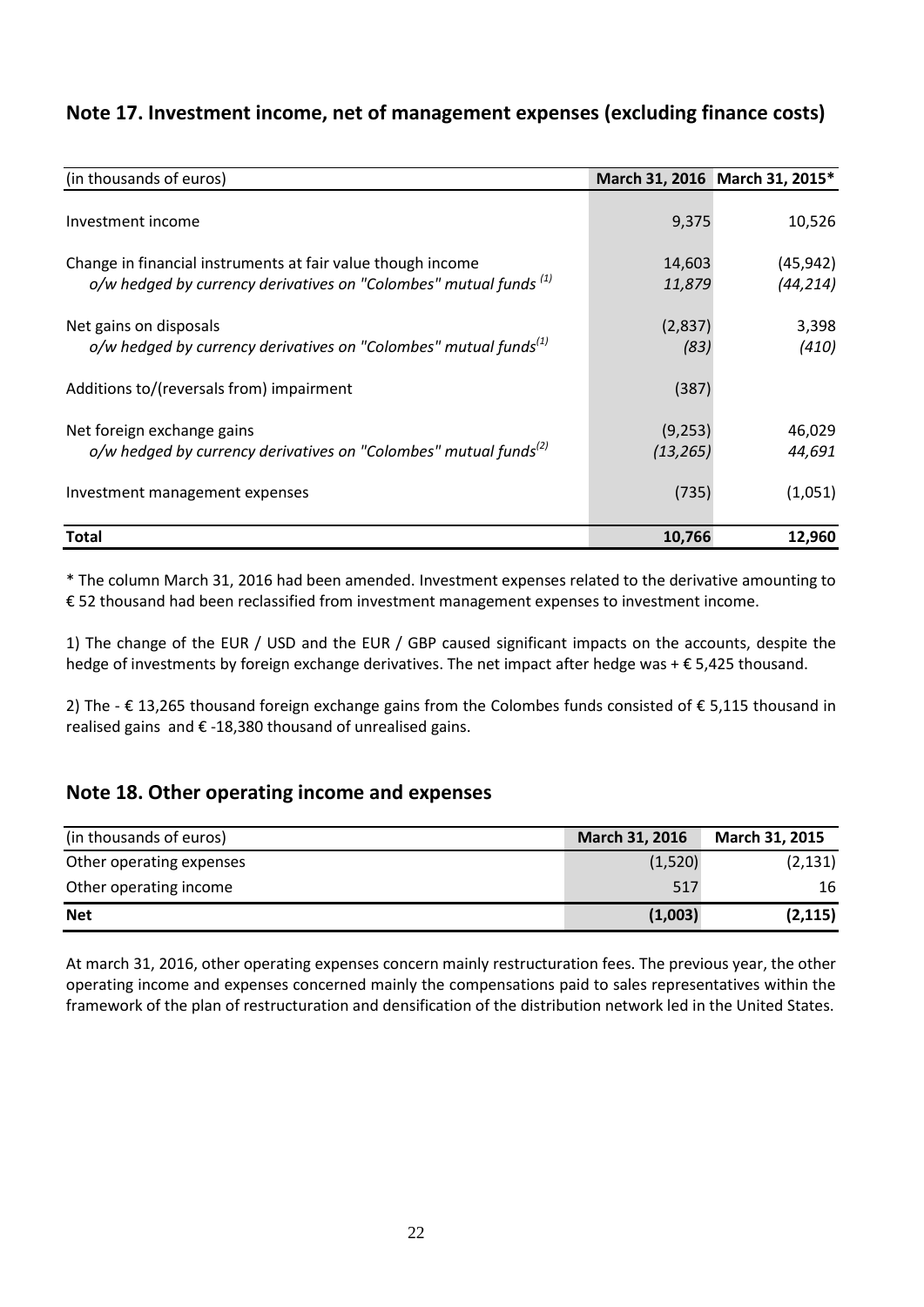## Note 17. Investment income, net of management expenses (excluding finance costs)

| (in thousands of euros) | March 31, 2016 | March 31, 2015* |
|---|---|---|
| Investment income | 9,375 | 10,526 |
| Change in financial instruments at fair value though income | 14,603 | (45,942) |
| *o/w hedged by currency derivatives on "Colombes" mutual funds [(1)]* | *11,879* | *(44,214)* |
| Net gains on disposals | (2,837) | 3,398 |
| *o/w hedged by currency derivatives on "Colombes" mutual funds[(1)]* | *(83)* | *(410)* |
| Additions to/(reversals from) impairment | (387) | |
| Net foreign exchange gains | (9,253) | 46,029 |
| *o/w hedged by currency derivatives on "Colombes" mutual funds[(2)]* | *(13,265)* | *44,691* |
| Investment management expenses | (735) | (1,051) |
| **Total** | **10,766** | **12,960** |

\* The column March 31, 2016 had been amended. Investment expenses related to the derivative amounting to € 52 thousand had been reclassified from investment management expenses to investment income.

1) The change of the EUR / USD and the EUR / GBP caused significant impacts on the accounts, despite the hedge of investments by foreign exchange derivatives. The net impact after hedge was + € 5,425 thousand.

2) The - € 13,265 thousand foreign exchange gains from the Colombes funds consisted of € 5,115 thousand in realised gains and € -18,380 thousand of unrealised gains.

## Note 18. Other operating income and expenses

| (in thousands of euros) | March 31, 2016 | March 31, 2015 |
|---|---|---|
| Other operating expenses | (1,520) | (2,131) |
| Other operating income | 517 | 16 |
| **Net** | **(1,003)** | **(2,115)** |

At march 31, 2016, other operating expenses concern mainly restructuration fees. The previous year, the other operating income and expenses concerned mainly the compensations paid to sales representatives within the framework of the plan of restructuration and densification of the distribution network led in the United States.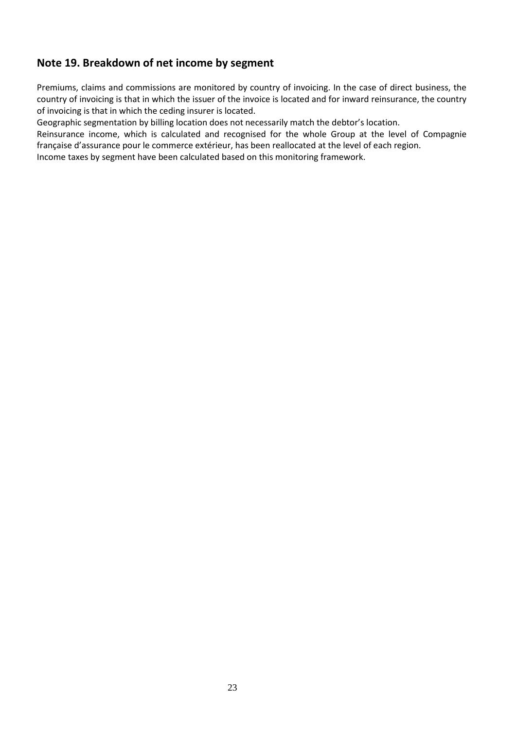## Note 19. Breakdown of net income by segment

Premiums, claims and commissions are monitored by country of invoicing. In the case of direct business, the country of invoicing is that in which the issuer of the invoice is located and for inward reinsurance, the country of invoicing is that in which the ceding insurer is located.

Geographic segmentation by billing location does not necessarily match the debtor's location.

Reinsurance income, which is calculated and recognised for the whole Group at the level of Compagnie française d'assurance pour le commerce extérieur, has been reallocated at the level of each region.

Income taxes by segment have been calculated based on this monitoring framework.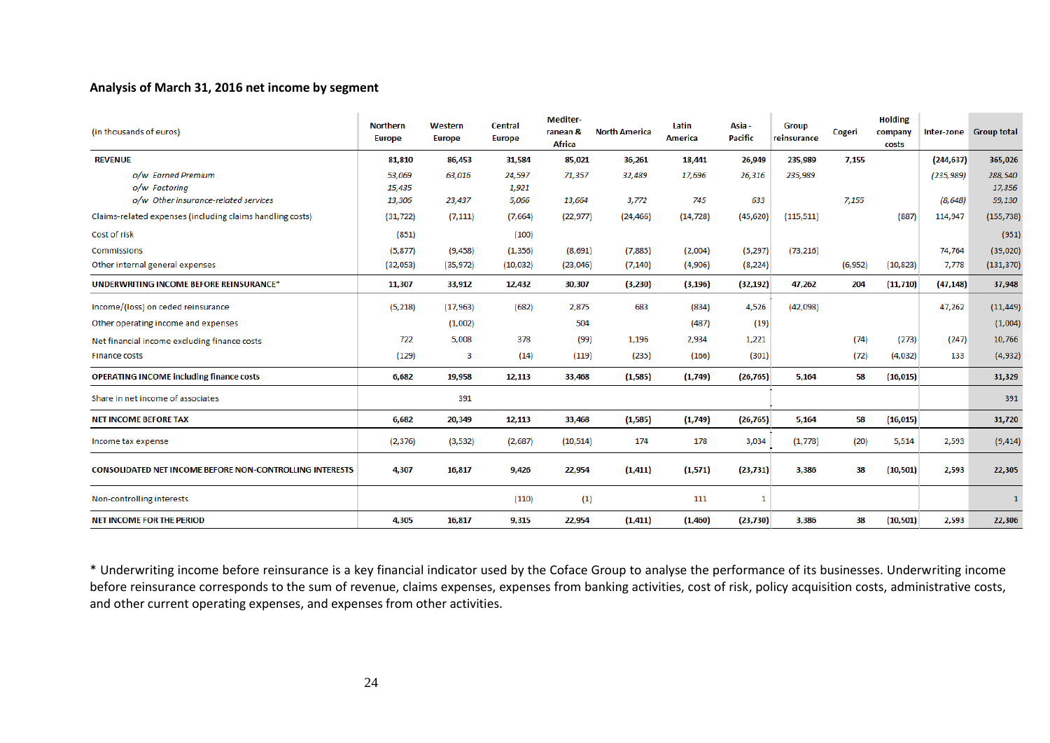### Analysis of March 31, 2016 net income by segment

| (in thousands of euros) | Northern Europe | Western Europe | Central Europe | Mediterranean & Africa | North America | Latin America | Asia - Pacific | Group reinsurance | Cogeri | Holding company costs | Inter-zone | Group total |
|---|---|---|---|---|---|---|---|---|---|---|---|---|
| **REVENUE** | **81,810** | **86,453** | **31,584** | **85,021** | **36,261** | **18,441** | **26,949** | **235,989** | **7,155** | | **(244,637)** | **365,026** |
| *o/w Earned Premium* | *53,069* | *63,016* | *24,597* | *71,357* | *32,489* | *17,696* | *26,316* | *235,989* | | | *(235,989)* | *288,540* |
| *o/w Factoring* | *15,435* | | *1,921* | | | | | | | | | *17,356* |
| *o/w Other insurance-related services* | *13,306* | *23,437* | *5,066* | *13,664* | *3,772* | *745* | *633* | | *7,155* | | *(8,648)* | *59,130* |
| Claims-related expenses (including claims handling costs) | (31,722) | (7,111) | (7,664) | (22,977) | (24,466) | (14,728) | (45,620) | (115,511) | | (887) | 114,947 | (155,738) |
| Cost of risk | (851) | | (100) | | | | | | | | | (951) |
| Commissions | (5,877) | (9,458) | (1,356) | (8,691) | (7,885) | (2,004) | (5,297) | (73,216) | | | 74,764 | (39,020) |
| Other internal general expenses | (32,053) | (35,972) | (10,032) | (23,046) | (7,140) | (4,906) | (8,224) | | (6,952) | (10,823) | 7,778 | (131,370) |
| **UNDERWRITING INCOME BEFORE REINSURANCE*** | **11,307** | **33,912** | **12,432** | **30,307** | **(3,230)** | **(3,196)** | **(32,192)** | **47,262** | **204** | **(11,710)** | **(47,148)** | **37,948** |
| Income/(loss) on ceded reinsurance | (5,218) | (17,963) | (682) | 2,875 | 683 | (834) | 4,526 | (42,098) | | | 47,262 | (11,449) |
| Other operating income and expenses | | (1,002) | | 504 | | (487) | (19) | | | | | (1,004) |
| Net financial income excluding finance costs | 722 | 5,008 | 378 | (99) | 1,196 | 2,934 | 1,221 | | (74) | (273) | (247) | 10,766 |
| Finance costs | (129) | 3 | (14) | (119) | (235) | (166) | (301) | | (72) | (4,032) | 133 | (4,932) |
| **OPERATING INCOME including finance costs** | **6,682** | **19,958** | **12,113** | **33,468** | **(1,585)** | **(1,749)** | **(26,765)** | **5,164** | **58** | **(16,015)** | | **31,329** |
| Share in net income of associates | | 391 | | | | | | | | | | 391 |
| **NET INCOME BEFORE TAX** | **6,682** | **20,349** | **12,113** | **33,468** | **(1,585)** | **(1,749)** | **(26,765)** | **5,164** | **58** | **(16,015)** | | **31,720** |
| Income tax expense | (2,376) | (3,532) | (2,687) | (10,514) | 174 | 178 | 3,034 | (1,778) | (20) | 5,514 | 2,593 | (9,414) |
| **CONSOLIDATED NET INCOME BEFORE NON-CONTROLLING INTERESTS** | **4,307** | **16,817** | **9,426** | **22,954** | **(1,411)** | **(1,571)** | **(23,731)** | **3,386** | **38** | **(10,501)** | **2,593** | **22,305** |
| Non-controlling interests | | | (110) | (1) | | 111 | 1 | | | | | 1 |
| **NET INCOME FOR THE PERIOD** | **4,305** | **16,817** | **9,315** | **22,954** | **(1,411)** | **(1,460)** | **(23,730)** | **3,386** | **38** | **(10,501)** | **2,593** | **22,306** |

* Underwriting income before reinsurance is a key financial indicator used by the Coface Group to analyse the performance of its businesses. Underwriting income before reinsurance corresponds to the sum of revenue, claims expenses, expenses from banking activities, cost of risk, policy acquisition costs, administrative costs, and other current operating expenses, and expenses from other activities.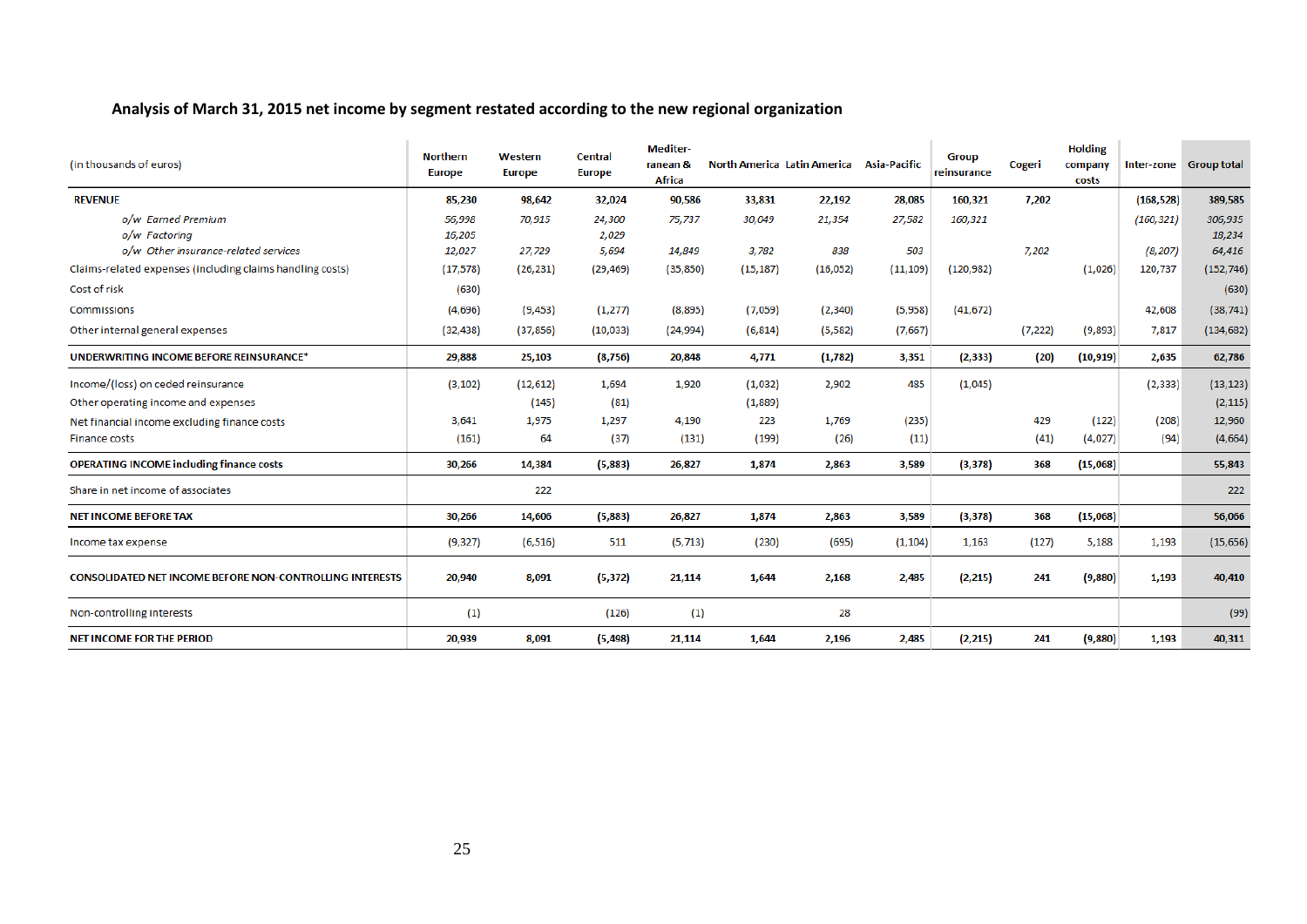## Analysis of March 31, 2015 net income by segment restated according to the new regional organization

| (in thousands of euros) | Northern Europe | Western Europe | Central Europe | Mediterranean & Africa | North America | Latin America | Asia-Pacific | Group reinsurance | Cogeri | Holding company costs | Inter-zone | Group total |
|---|---|---|---|---|---|---|---|---|---|---|---|---|
| **REVENUE** | **85,230** | **98,642** | **32,024** | **90,586** | **33,831** | **22,192** | **28,085** | **160,321** | **7,202** | | **(168,528)** | **389,585** |
| *o/w Earned Premium* | *56,998* | *70,915* | *24,300* | *75,737* | *30,049* | *21,354* | *27,582* | *160,321* | | | *(160,321)* | *306,935* |
| *o/w Factoring* | *16,205* | | *2,029* | | | | | | | | | *18,234* |
| *o/w Other insurance-related services* | *12,027* | *27,729* | *5,694* | *14,849* | *3,782* | *838* | *503* | | *7,202* | | *(8,207)* | *64,416* |
| Claims-related expenses (including claims handling costs) | (17,578) | (26,231) | (29,469) | (35,850) | (15,187) | (16,052) | (11,109) | (120,982) | | (1,026) | 120,737 | (152,746) |
| Cost of risk | (630) | | | | | | | | | | | (630) |
| Commissions | (4,696) | (9,453) | (1,277) | (8,895) | (7,059) | (2,340) | (5,958) | (41,672) | | | 42,608 | (38,741) |
| Other internal general expenses | (32,438) | (37,856) | (10,033) | (24,994) | (6,814) | (5,582) | (7,667) | | (7,222) | (9,893) | 7,817 | (134,682) |
| **UNDERWRITING INCOME BEFORE REINSURANCE*** | **29,888** | **25,103** | **(8,756)** | **20,848** | **4,771** | **(1,782)** | **3,351** | **(2,333)** | **(20)** | **(10,919)** | **2,635** | **62,786** |
| Income/(loss) on ceded reinsurance | (3,102) | (12,612) | 1,694 | 1,920 | (1,032) | 2,902 | 485 | (1,045) | | | (2,333) | (13,123) |
| Other operating income and expenses | | (145) | (81) | | (1,889) | | | | | | | (2,115) |
| Net financial income excluding finance costs | 3,641 | 1,975 | 1,297 | 4,190 | 223 | 1,769 | (235) | | 429 | (122) | (208) | 12,960 |
| Finance costs | (161) | 64 | (37) | (131) | (199) | (26) | (11) | | (41) | (4,027) | (94) | (4,664) |
| **OPERATING INCOME including finance costs** | **30,266** | **14,384** | **(5,883)** | **26,827** | **1,874** | **2,863** | **3,589** | **(3,378)** | **368** | **(15,068)** | | **55,843** |
| Share in net income of associates | | 222 | | | | | | | | | | 222 |
| **NET INCOME BEFORE TAX** | **30,266** | **14,606** | **(5,883)** | **26,827** | **1,874** | **2,863** | **3,589** | **(3,378)** | **368** | **(15,068)** | | **56,066** |
| Income tax expense | (9,327) | (6,516) | 511 | (5,713) | (230) | (695) | (1,104) | 1,163 | (127) | 5,188 | 1,193 | (15,656) |
| **CONSOLIDATED NET INCOME BEFORE NON-CONTROLLING INTERESTS** | **20,940** | **8,091** | **(5,372)** | **21,114** | **1,644** | **2,168** | **2,485** | **(2,215)** | **241** | **(9,880)** | **1,193** | **40,410** |
| Non-controlling interests | (1) | | (126) | (1) | | 28 | | | | | | (99) |
| **NET INCOME FOR THE PERIOD** | **20,939** | **8,091** | **(5,498)** | **21,114** | **1,644** | **2,196** | **2,485** | **(2,215)** | **241** | **(9,880)** | **1,193** | **40,311** |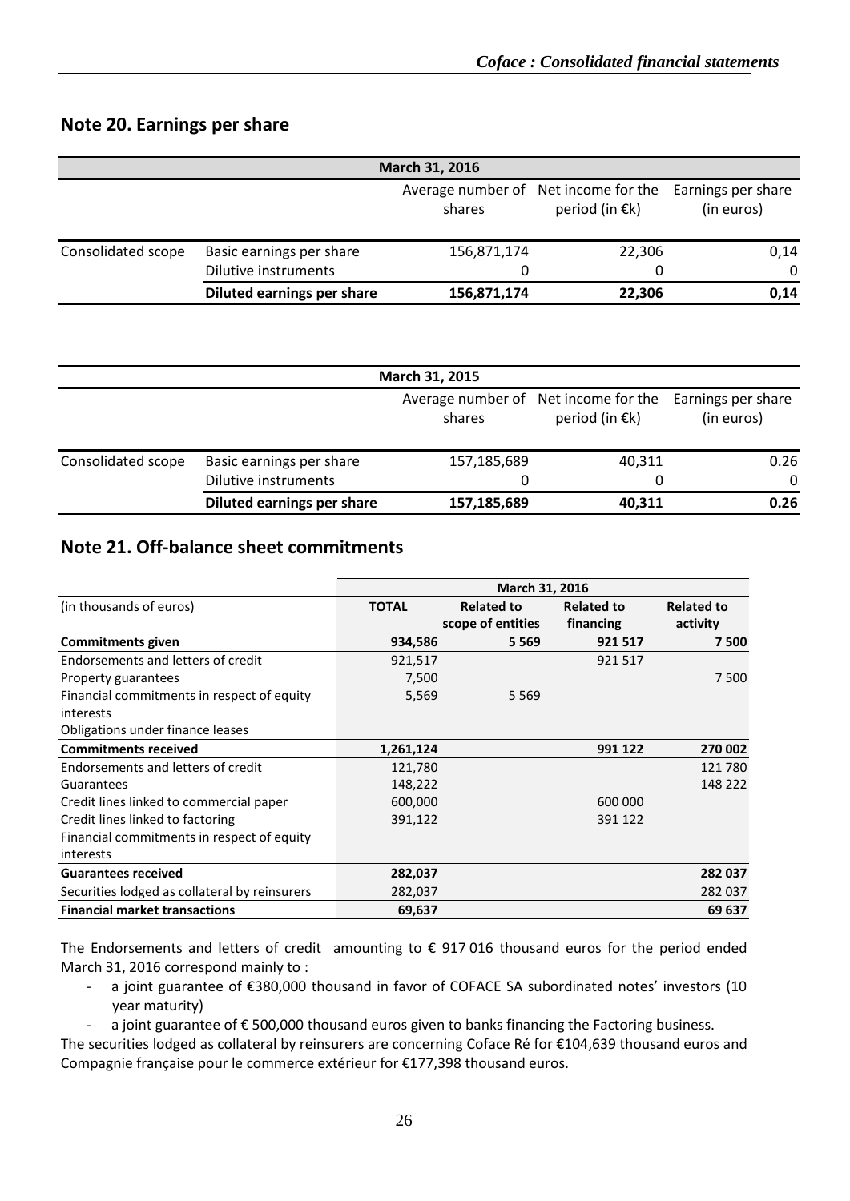## Note 20. Earnings per share

| | | March 31, 2016 | | |
|---|---|---|---|---|
| | | Average number of shares | Net income for the period (in €k) | Earnings per share (in euros) |
| Consolidated scope | Basic earnings per share | 156,871,174 | 22,306 | 0,14 |
| | Dilutive instruments | 0 | 0 | 0 |
| | **Diluted earnings per share** | **156,871,174** | **22,306** | **0,14** |

| | | March 31, 2015 | | |
|---|---|---|---|---|
| | | Average number of shares | Net income for the period (in €k) | Earnings per share (in euros) |
| Consolidated scope | Basic earnings per share | 157,185,689 | 40,311 | 0.26 |
| | Dilutive instruments | 0 | 0 | 0 |
| | **Diluted earnings per share** | **157,185,689** | **40,311** | **0.26** |

## Note 21. Off-balance sheet commitments

| | March 31, 2016 | | | |
|---|---|---|---|---|
| (in thousands of euros) | **TOTAL** | **Related to scope of entities** | **Related to financing** | **Related to activity** |
| **Commitments given** | **934,586** | **5 569** | **921 517** | **7 500** |
| Endorsements and letters of credit | 921,517 | | 921 517 | |
| Property guarantees | 7,500 | | | 7 500 |
| Financial commitments in respect of equity interests | 5,569 | 5 569 | | |
| Obligations under finance leases | | | | |
| **Commitments received** | **1,261,124** | | **991 122** | **270 002** |
| Endorsements and letters of credit | 121,780 | | | 121 780 |
| Guarantees | 148,222 | | | 148 222 |
| Credit lines linked to commercial paper | 600,000 | | 600 000 | |
| Credit lines linked to factoring | 391,122 | | 391 122 | |
| Financial commitments in respect of equity interests | | | | |
| **Guarantees received** | **282,037** | | | **282 037** |
| Securities lodged as collateral by reinsurers | 282,037 | | | 282 037 |
| **Financial market transactions** | **69,637** | | | **69 637** |

The Endorsements and letters of credit amounting to € 917 016 thousand euros for the period ended March 31, 2016 correspond mainly to :

- a joint guarantee of €380,000 thousand in favor of COFACE SA subordinated notes' investors (10 year maturity)
- a joint guarantee of € 500,000 thousand euros given to banks financing the Factoring business.

The securities lodged as collateral by reinsurers are concerning Coface Ré for €104,639 thousand euros and Compagnie française pour le commerce extérieur for €177,398 thousand euros.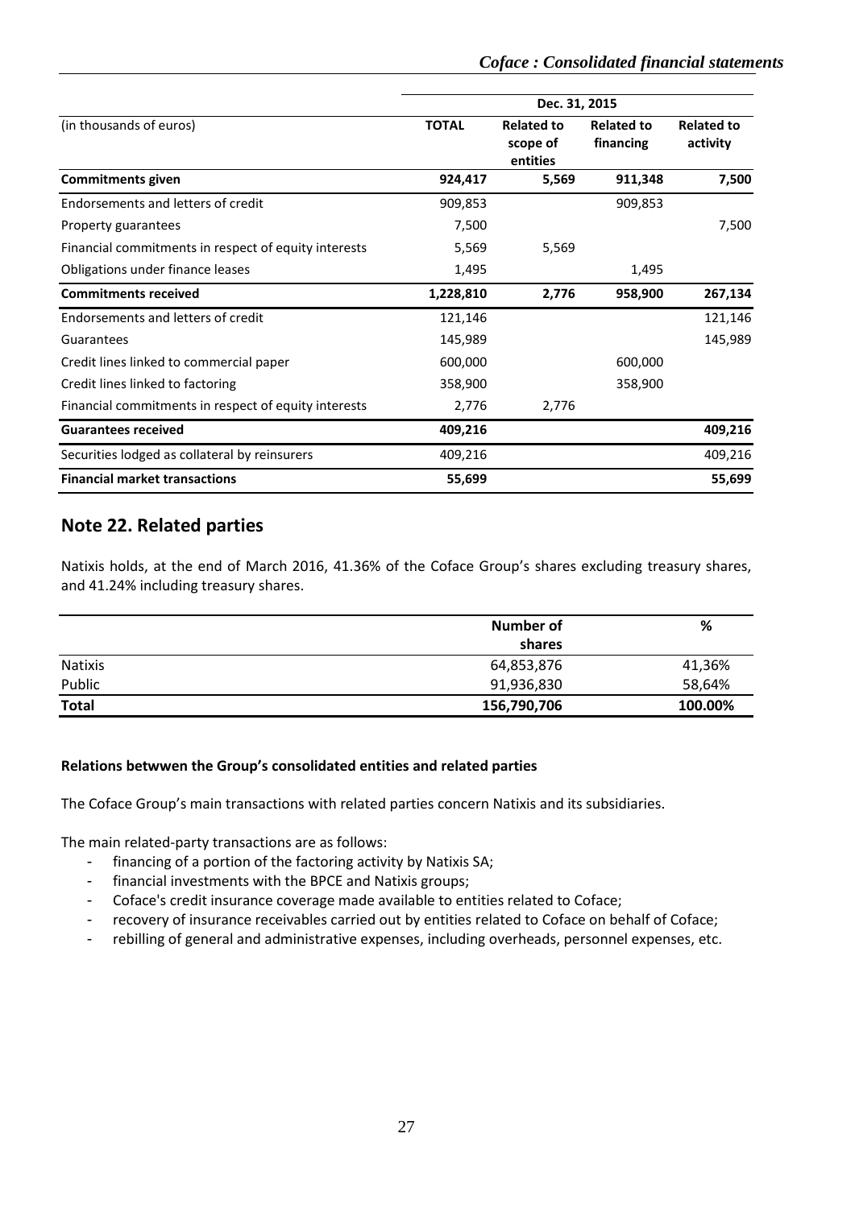| (in thousands of euros) | Dec. 31, 2015 | | | |
|---|---|---|---|---|
| | **TOTAL** | **Related to scope of entities** | **Related to financing** | **Related to activity** |
| **Commitments given** | **924,417** | **5,569** | **911,348** | **7,500** |
| Endorsements and letters of credit | 909,853 | | 909,853 | |
| Property guarantees | 7,500 | | | 7,500 |
| Financial commitments in respect of equity interests | 5,569 | 5,569 | | |
| Obligations under finance leases | 1,495 | | 1,495 | |
| **Commitments received** | **1,228,810** | **2,776** | **958,900** | **267,134** |
| Endorsements and letters of credit | 121,146 | | | 121,146 |
| Guarantees | 145,989 | | | 145,989 |
| Credit lines linked to commercial paper | 600,000 | | 600,000 | |
| Credit lines linked to factoring | 358,900 | | 358,900 | |
| Financial commitments in respect of equity interests | 2,776 | 2,776 | | |
| **Guarantees received** | **409,216** | | | **409,216** |
| Securities lodged as collateral by reinsurers | 409,216 | | | 409,216 |
| **Financial market transactions** | **55,699** | | | **55,699** |

## Note 22. Related parties

Natixis holds, at the end of March 2016, 41.36% of the Coface Group's shares excluding treasury shares, and 41.24% including treasury shares.

| | Number of shares | % |
|---|---|---|
| Natixis | 64,853,876 | 41,36% |
| Public | 91,936,830 | 58,64% |
| **Total** | **156,790,706** | **100.00%** |

**Relations betwwen the Group's consolidated entities and related parties**

The Coface Group's main transactions with related parties concern Natixis and its subsidiaries.

The main related-party transactions are as follows:

- financing of a portion of the factoring activity by Natixis SA;
- financial investments with the BPCE and Natixis groups;
- Coface's credit insurance coverage made available to entities related to Coface;
- recovery of insurance receivables carried out by entities related to Coface on behalf of Coface;
- rebilling of general and administrative expenses, including overheads, personnel expenses, etc.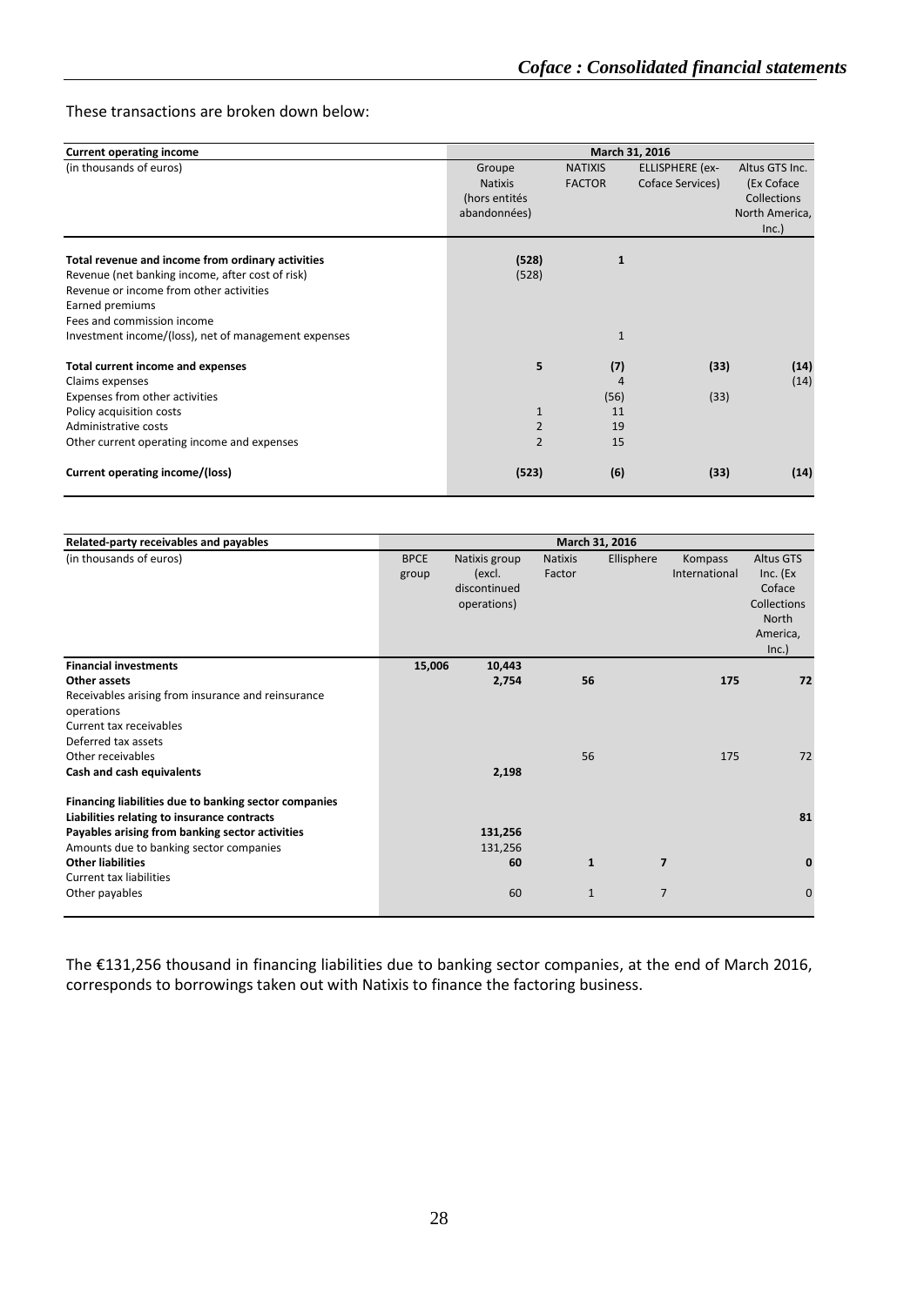These transactions are broken down below:

| Current operating income | March 31, 2016 | | | |
|---|---|---|---|---|
| (in thousands of euros) | Groupe Natixis (hors entités abandonnées) | NATIXIS FACTOR | ELLISPHERE (ex-Coface Services) | Altus GTS Inc. (Ex Coface Collections North America, Inc.) |
| **Total revenue and income from ordinary activities** | **(528)** | **1** | | |
| Revenue (net banking income, after cost of risk) | (528) | | | |
| Revenue or income from other activities | | | | |
| Earned premiums | | | | |
| Fees and commission income | | | | |
| Investment income/(loss), net of management expenses | | 1 | | |
| **Total current income and expenses** | **5** | **(7)** | **(33)** | **(14)** |
| Claims expenses | | 4 | | (14) |
| Expenses from other activities | | (56) | (33) | |
| Policy acquisition costs | 1 | 11 | | |
| Administrative costs | 2 | 19 | | |
| Other current operating income and expenses | 2 | 15 | | |
| **Current operating income/(loss)** | **(523)** | **(6)** | **(33)** | **(14)** |

| Related-party receivables and payables | March 31, 2016 | | | | | |
|---|---|---|---|---|---|---|
| (in thousands of euros) | BPCE group | Natixis group (excl. discontinued operations) | Natixis Factor | Ellisphere | Kompass International | Altus GTS Inc. (Ex Coface Collections North America, Inc.) |
| **Financial investments** | **15,006** | **10,443** | | | | |
| **Other assets** | | **2,754** | **56** | | **175** | **72** |
| Receivables arising from insurance and reinsurance operations | | | | | | |
| Current tax receivables | | | | | | |
| Deferred tax assets | | | | | | |
| Other receivables | | | 56 | | 175 | 72 |
| **Cash and cash equivalents** | | **2,198** | | | | |
| **Financing liabilities due to banking sector companies** | | | | | | |
| **Liabilities relating to insurance contracts** | | | | | | **81** |
| **Payables arising from banking sector activities** | | **131,256** | | | | |
| Amounts due to banking sector companies | | 131,256 | | | | |
| **Other liabilities** | | **60** | **1** | **7** | | **0** |
| Current tax liabilities | | | | | | |
| Other payables | | 60 | 1 | 7 | | 0 |

The €131,256 thousand in financing liabilities due to banking sector companies, at the end of March 2016, corresponds to borrowings taken out with Natixis to finance the factoring business.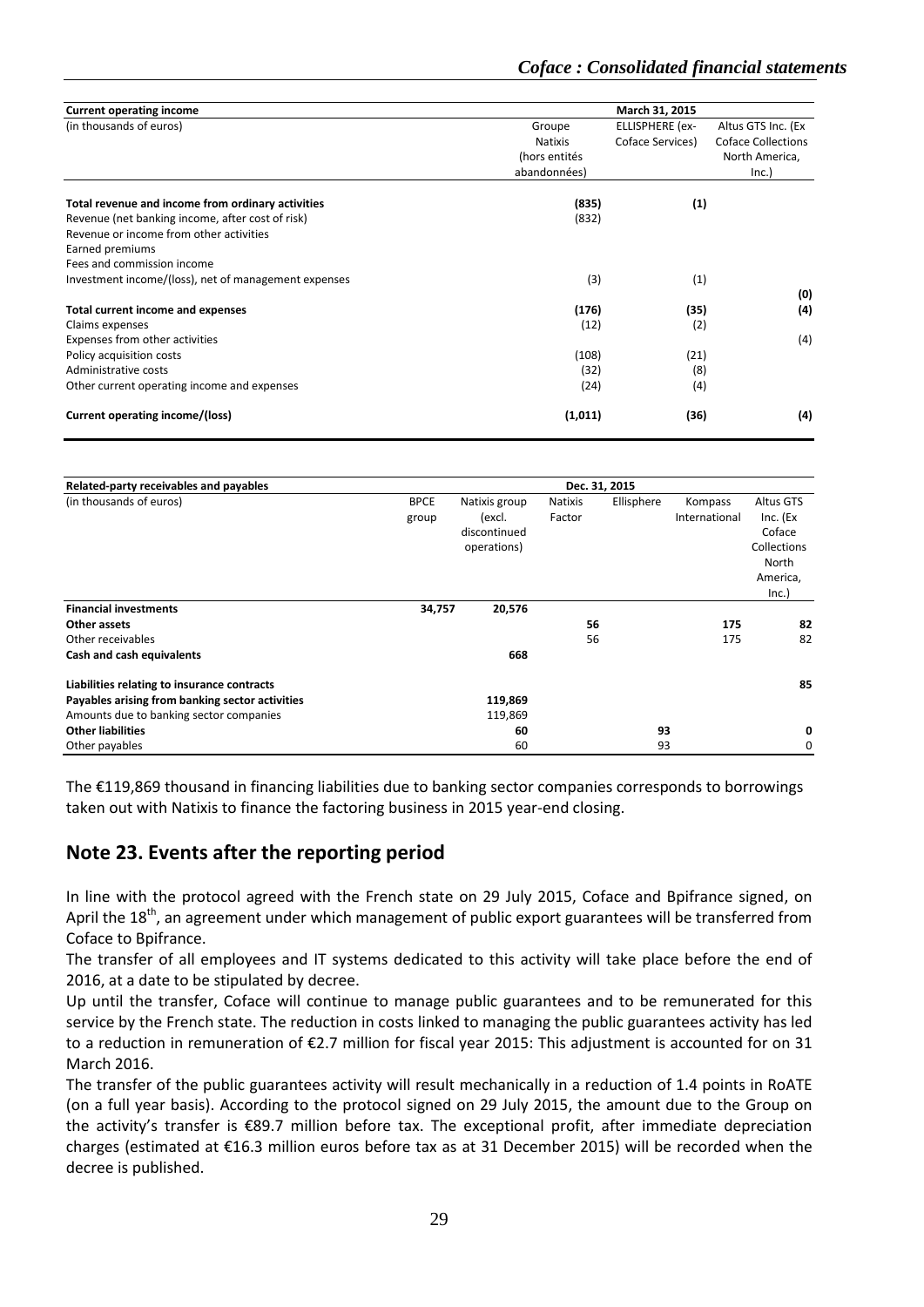| Current operating income | March 31, 2015 | | |
|---|---|---|---|
| (in thousands of euros) | Groupe Natixis (hors entités abandonnées) | ELLISPHERE (ex-Coface Services) | Altus GTS Inc. (Ex Coface Collections North America, Inc.) |
| **Total revenue and income from ordinary activities** | **(835)** | **(1)** | |
| Revenue (net banking income, after cost of risk) | (832) | | |
| Revenue or income from other activities | | | |
| Earned premiums | | | |
| Fees and commission income | | | |
| Investment income/(loss), net of management expenses | (3) | (1) | |
| | | | **(0)** |
| **Total current income and expenses** | **(176)** | **(35)** | **(4)** |
| Claims expenses | (12) | (2) | |
| Expenses from other activities | | | (4) |
| Policy acquisition costs | (108) | (21) | |
| Administrative costs | (32) | (8) | |
| Other current operating income and expenses | (24) | (4) | |
| **Current operating income/(loss)** | **(1,011)** | **(36)** | **(4)** |

| Related-party receivables and payables | Dec. 31, 2015 | | | | | |
|---|---|---|---|---|---|---|
| (in thousands of euros) | BPCE group | Natixis group (excl. discontinued operations) | Natixis Factor | Ellisphere | Kompass International | Altus GTS Inc. (Ex Coface Collections North America, Inc.) |
| **Financial investments** | **34,757** | **20,576** | | | | |
| **Other assets** | | | **56** | | **175** | **82** |
| Other receivables | | | 56 | | 175 | 82 |
| **Cash and cash equivalents** | | **668** | | | | |
| **Liabilities relating to insurance contracts** | | | | | | **85** |
| **Payables arising from banking sector activities** | | **119,869** | | | | |
| Amounts due to banking sector companies | | 119,869 | | | | |
| **Other liabilities** | | **60** | | **93** | | **0** |
| Other payables | | 60 | | 93 | | 0 |

The €119,869 thousand in financing liabilities due to banking sector companies corresponds to borrowings taken out with Natixis to finance the factoring business in 2015 year-end closing.

## Note 23. Events after the reporting period

In line with the protocol agreed with the French state on 29 July 2015, Coface and Bpifrance signed, on April the 18th, an agreement under which management of public export guarantees will be transferred from Coface to Bpifrance.

The transfer of all employees and IT systems dedicated to this activity will take place before the end of 2016, at a date to be stipulated by decree.

Up until the transfer, Coface will continue to manage public guarantees and to be remunerated for this service by the French state. The reduction in costs linked to managing the public guarantees activity has led to a reduction in remuneration of €2.7 million for fiscal year 2015: This adjustment is accounted for on 31 March 2016.

The transfer of the public guarantees activity will result mechanically in a reduction of 1.4 points in RoATE (on a full year basis). According to the protocol signed on 29 July 2015, the amount due to the Group on the activity's transfer is €89.7 million before tax. The exceptional profit, after immediate depreciation charges (estimated at €16.3 million euros before tax as at 31 December 2015) will be recorded when the decree is published.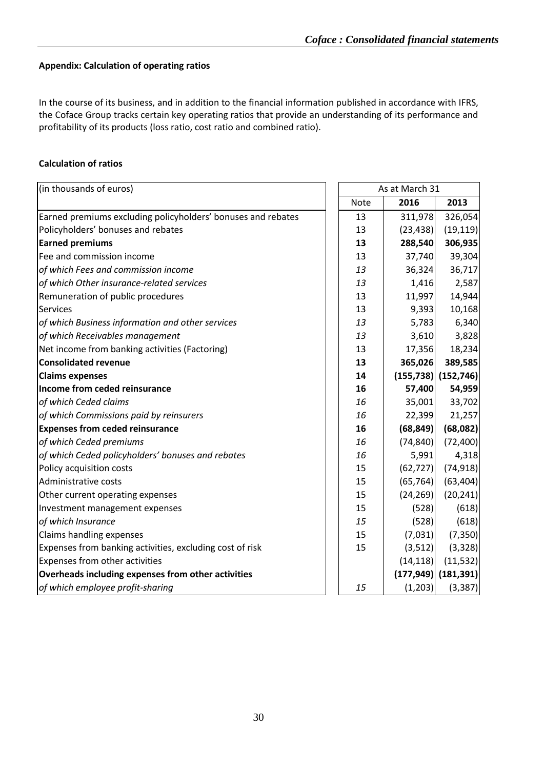### Appendix: Calculation of operating ratios

In the course of its business, and in addition to the financial information published in accordance with IFRS, the Coface Group tracks certain key operating ratios that provide an understanding of its performance and profitability of its products (loss ratio, cost ratio and combined ratio).

### Calculation of ratios

| (in thousands of euros) | As at March 31 | | |
|---|---|---|---|
| | Note | 2016 | 2013 |
| Earned premiums excluding policyholders' bonuses and rebates | 13 | 311,978 | 326,054 |
| Policyholders' bonuses and rebates | 13 | (23,438) | (19,119) |
| **Earned premiums** | **13** | **288,540** | **306,935** |
| Fee and commission income | 13 | 37,740 | 39,304 |
| *of which Fees and commission income* | *13* | 36,324 | 36,717 |
| *of which Other insurance-related services* | *13* | 1,416 | 2,587 |
| Remuneration of public procedures | 13 | 11,997 | 14,944 |
| Services | 13 | 9,393 | 10,168 |
| *of which Business information and other services* | *13* | 5,783 | 6,340 |
| *of which Receivables management* | *13* | 3,610 | 3,828 |
| Net income from banking activities (Factoring) | 13 | 17,356 | 18,234 |
| **Consolidated revenue** | **13** | **365,026** | **389,585** |
| **Claims expenses** | **14** | **(155,738)** | **(152,746)** |
| **Income from ceded reinsurance** | **16** | **57,400** | **54,959** |
| *of which Ceded claims* | *16* | 35,001 | 33,702 |
| *of which Commissions paid by reinsurers* | *16* | 22,399 | 21,257 |
| **Expenses from ceded reinsurance** | **16** | **(68,849)** | **(68,082)** |
| *of which Ceded premiums* | *16* | (74,840) | (72,400) |
| *of which Ceded policyholders' bonuses and rebates* | *16* | 5,991 | 4,318 |
| Policy acquisition costs | 15 | (62,727) | (74,918) |
| Administrative costs | 15 | (65,764) | (63,404) |
| Other current operating expenses | 15 | (24,269) | (20,241) |
| Investment management expenses | 15 | (528) | (618) |
| *of which Insurance* | *15* | (528) | (618) |
| Claims handling expenses | 15 | (7,031) | (7,350) |
| Expenses from banking activities, excluding cost of risk | 15 | (3,512) | (3,328) |
| Expenses from other activities | | (14,118) | (11,532) |
| **Overheads including expenses from other activities** | | **(177,949)** | **(181,391)** |
| *of which employee profit-sharing* | *15* | (1,203) | (3,387) |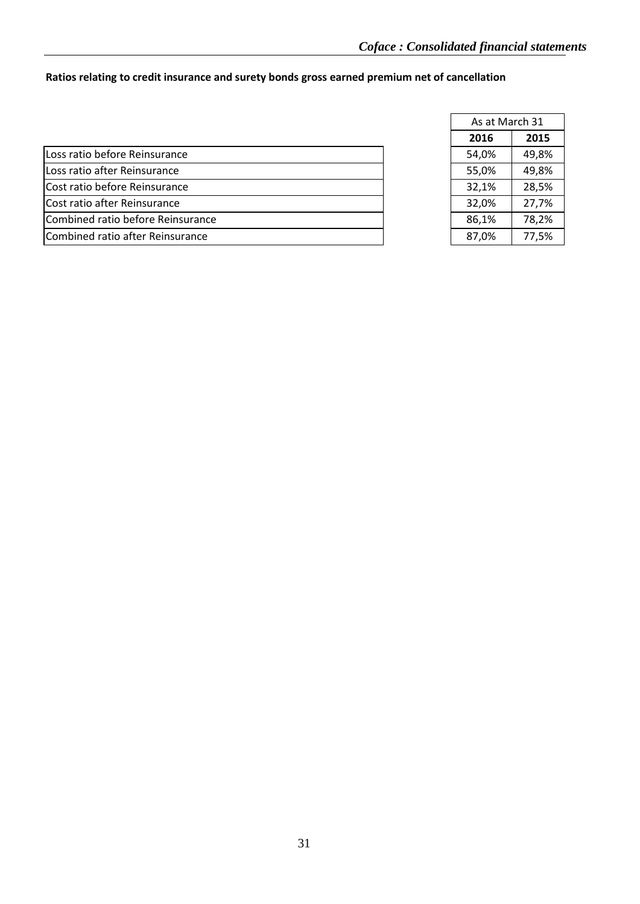**Ratios relating to credit insurance and surety bonds gross earned premium net of cancellation**

| | As at March 31 | |
|---|---|---|
| | **2016** | **2015** |
| Loss ratio before Reinsurance | 54,0% | 49,8% |
| Loss ratio after Reinsurance | 55,0% | 49,8% |
| Cost ratio before Reinsurance | 32,1% | 28,5% |
| Cost ratio after Reinsurance | 32,0% | 27,7% |
| Combined ratio before Reinsurance | 86,1% | 78,2% |
| Combined ratio after Reinsurance | 87,0% | 77,5% |